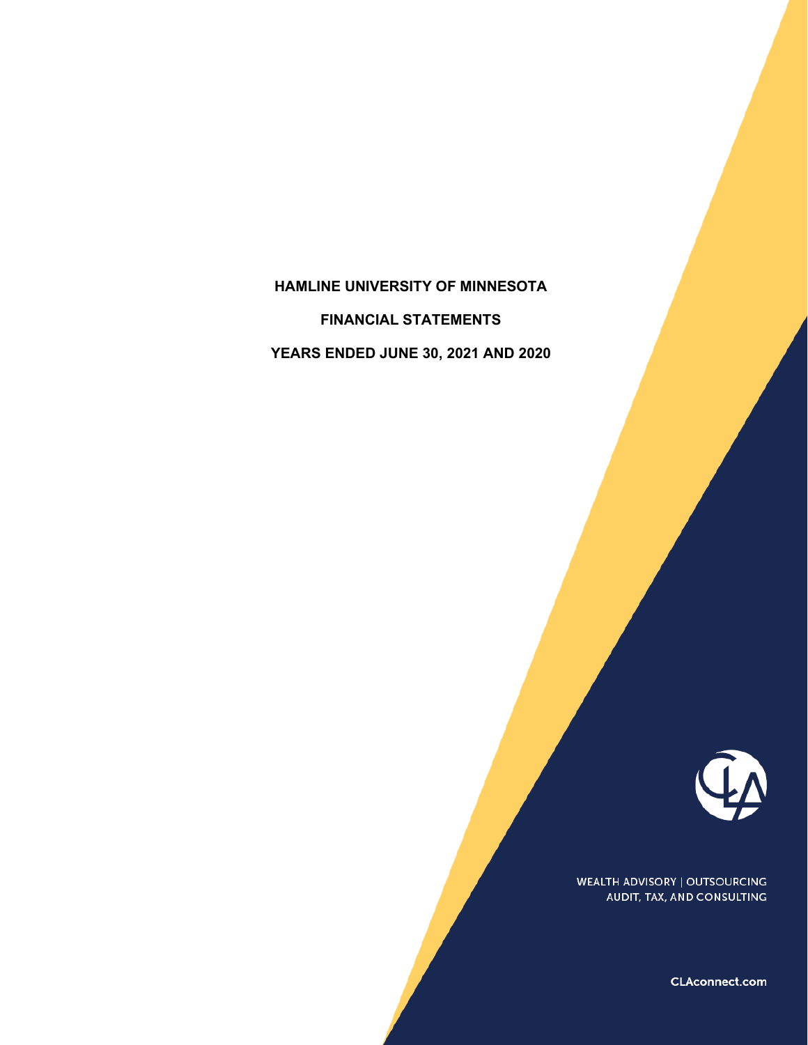# HAMLINE UNIVERSITY OF MINNESOTA

## FINANCIAL STATEMENTS

## YEARS ENDED JUNE 30, 2021 AND 2020

WEALTH ADVISORY | OUTSOURCING
AUDIT, TAX, AND CONSULTING

CLAconnect.com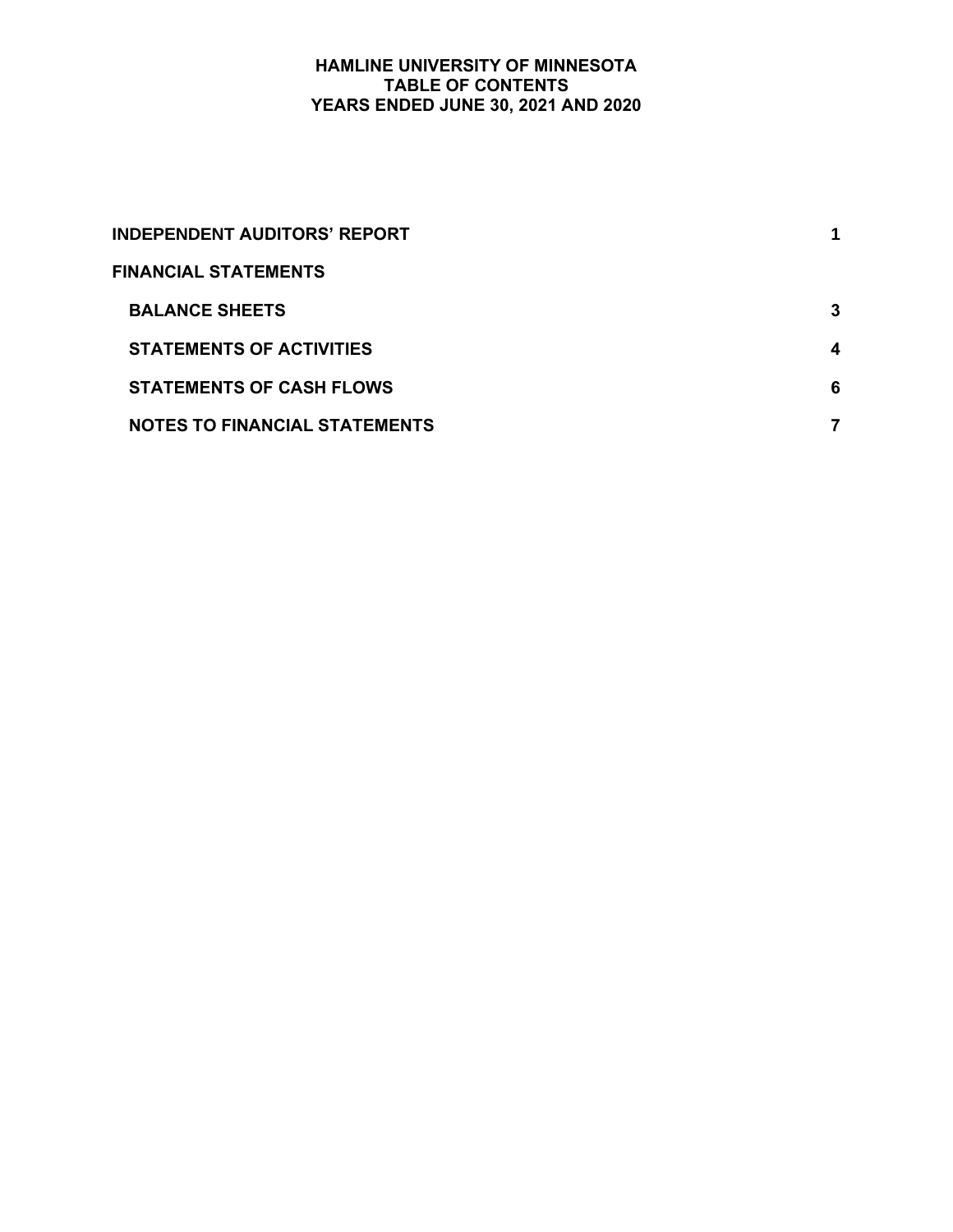# HAMLINE UNIVERSITY OF MINNESOTA
## TABLE OF CONTENTS
## YEARS ENDED JUNE 30, 2021 AND 2020

| | |
|---|---|
| **INDEPENDENT AUDITORS' REPORT** | **1** |
| **FINANCIAL STATEMENTS** | |
| **BALANCE SHEETS** | **3** |
| **STATEMENTS OF ACTIVITIES** | **4** |
| **STATEMENTS OF CASH FLOWS** | **6** |
| **NOTES TO FINANCIAL STATEMENTS** | **7** |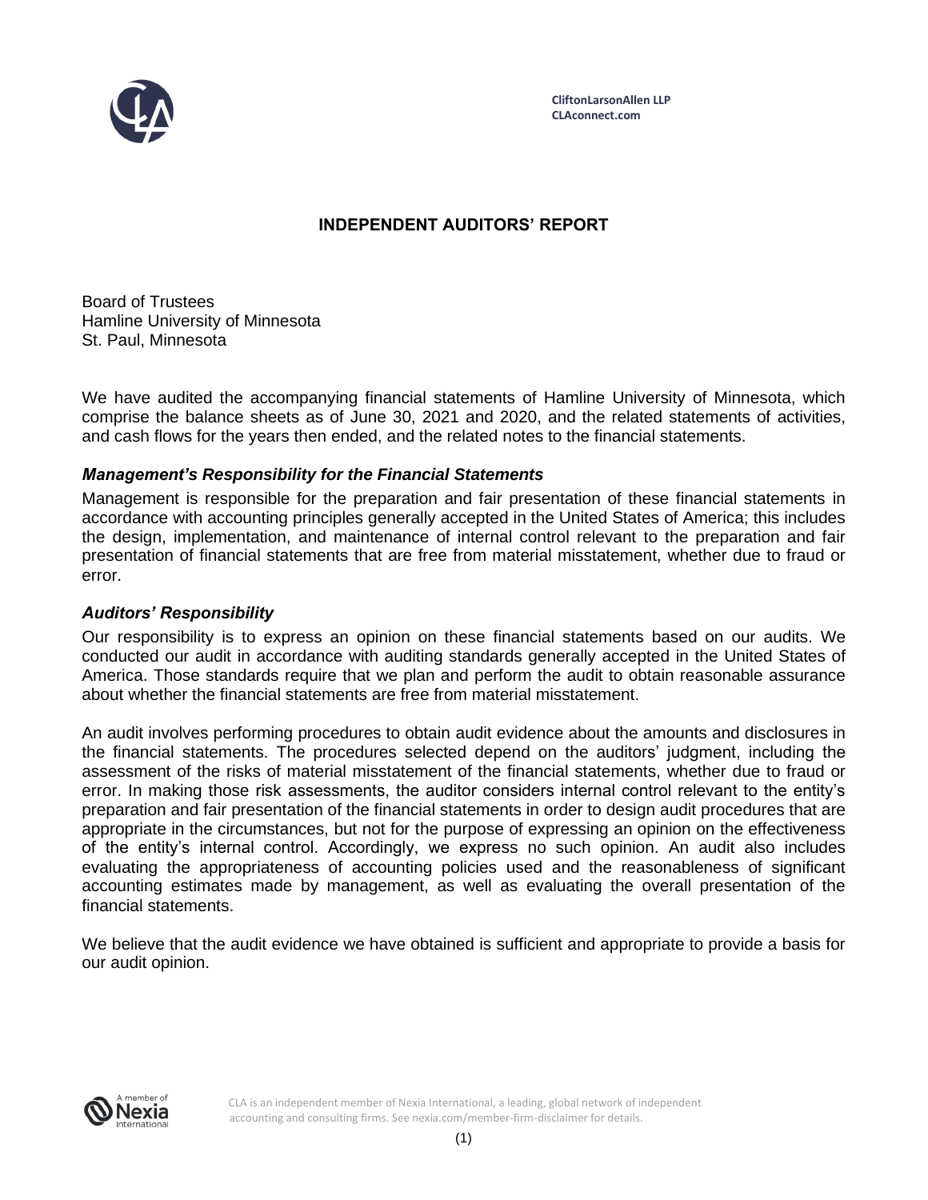CliftonLarsonAllen LLP
CLAconnect.com

## INDEPENDENT AUDITORS' REPORT

Board of Trustees
Hamline University of Minnesota
St. Paul, Minnesota

We have audited the accompanying financial statements of Hamline University of Minnesota, which comprise the balance sheets as of June 30, 2021 and 2020, and the related statements of activities, and cash flows for the years then ended, and the related notes to the financial statements.

### *Management's Responsibility for the Financial Statements*

Management is responsible for the preparation and fair presentation of these financial statements in accordance with accounting principles generally accepted in the United States of America; this includes the design, implementation, and maintenance of internal control relevant to the preparation and fair presentation of financial statements that are free from material misstatement, whether due to fraud or error.

### *Auditors' Responsibility*

Our responsibility is to express an opinion on these financial statements based on our audits. We conducted our audit in accordance with auditing standards generally accepted in the United States of America. Those standards require that we plan and perform the audit to obtain reasonable assurance about whether the financial statements are free from material misstatement.

An audit involves performing procedures to obtain audit evidence about the amounts and disclosures in the financial statements. The procedures selected depend on the auditors' judgment, including the assessment of the risks of material misstatement of the financial statements, whether due to fraud or error. In making those risk assessments, the auditor considers internal control relevant to the entity's preparation and fair presentation of the financial statements in order to design audit procedures that are appropriate in the circumstances, but not for the purpose of expressing an opinion on the effectiveness of the entity's internal control. Accordingly, we express no such opinion. An audit also includes evaluating the appropriateness of accounting policies used and the reasonableness of significant accounting estimates made by management, as well as evaluating the overall presentation of the financial statements.

We believe that the audit evidence we have obtained is sufficient and appropriate to provide a basis for our audit opinion.

CLA is an independent member of Nexia International, a leading, global network of independent accounting and consulting firms. See nexia.com/member-firm-disclaimer for details.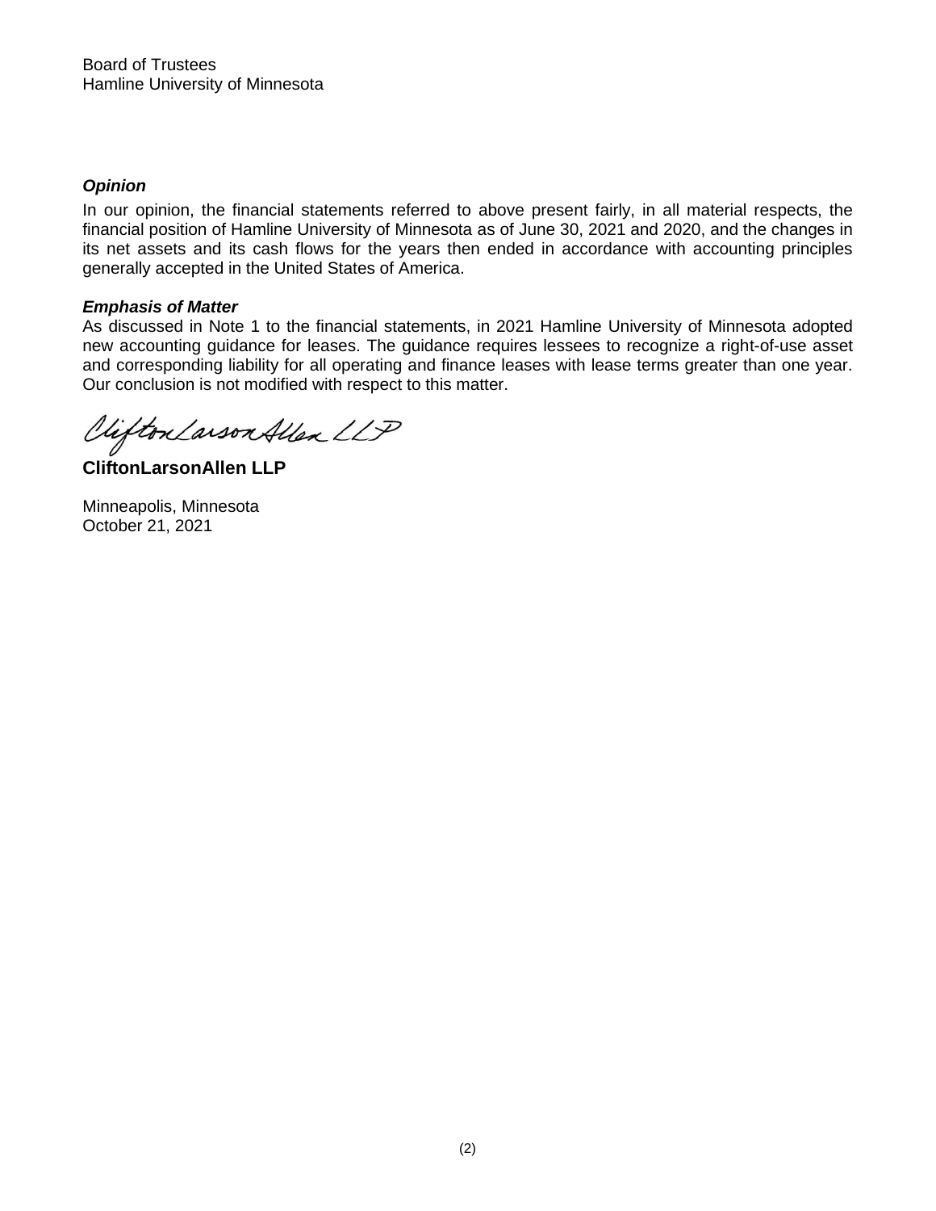Board of Trustees
Hamline University of Minnesota

### *Opinion*

In our opinion, the financial statements referred to above present fairly, in all material respects, the financial position of Hamline University of Minnesota as of June 30, 2021 and 2020, and the changes in its net assets and its cash flows for the years then ended in accordance with accounting principles generally accepted in the United States of America.

### *Emphasis of Matter*

As discussed in Note 1 to the financial statements, in 2021 Hamline University of Minnesota adopted new accounting guidance for leases. The guidance requires lessees to recognize a right-of-use asset and corresponding liability for all operating and finance leases with lease terms greater than one year. Our conclusion is not modified with respect to this matter.

*CliftonLarsonAllen LLP*

**CliftonLarsonAllen LLP**

Minneapolis, Minnesota
October 21, 2021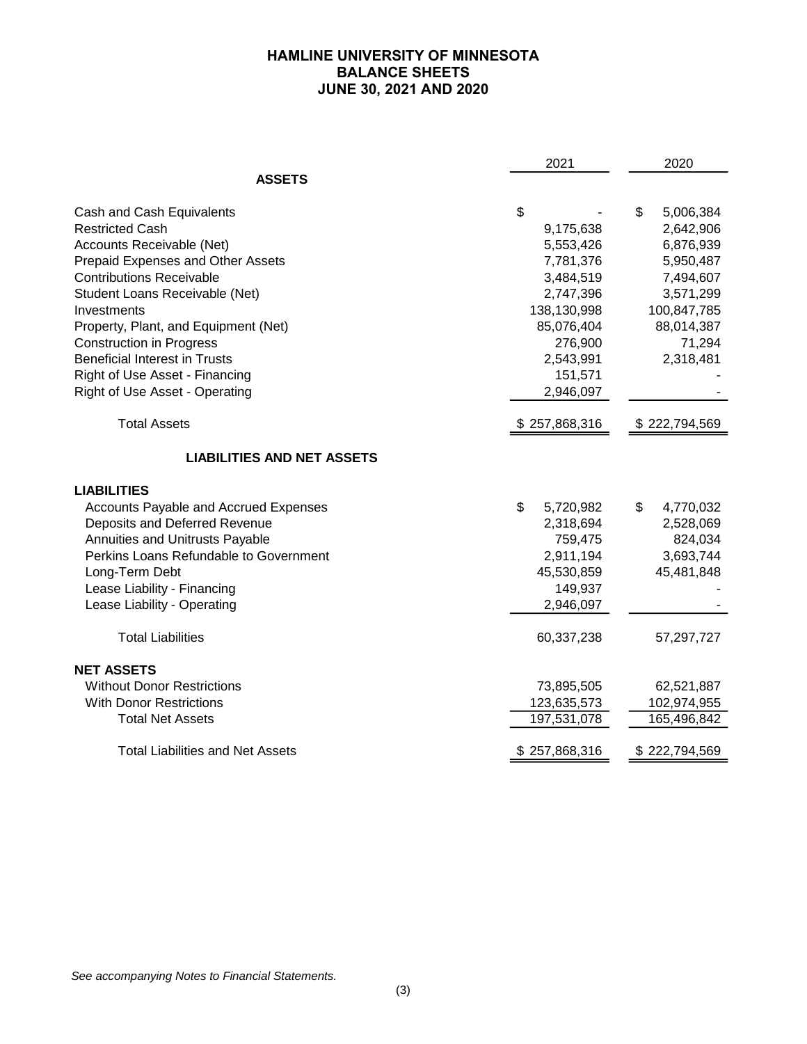# HAMLINE UNIVERSITY OF MINNESOTA
## BALANCE SHEETS
## JUNE 30, 2021 AND 2020

| | 2021 | 2020 |
|---|---|---|
| **ASSETS** | | |
| Cash and Cash Equivalents | $ - | $ 5,006,384 |
| Restricted Cash | 9,175,638 | 2,642,906 |
| Accounts Receivable (Net) | 5,553,426 | 6,876,939 |
| Prepaid Expenses and Other Assets | 7,781,376 | 5,950,487 |
| Contributions Receivable | 3,484,519 | 7,494,607 |
| Student Loans Receivable (Net) | 2,747,396 | 3,571,299 |
| Investments | 138,130,998 | 100,847,785 |
| Property, Plant, and Equipment (Net) | 85,076,404 | 88,014,387 |
| Construction in Progress | 276,900 | 71,294 |
| Beneficial Interest in Trusts | 2,543,991 | 2,318,481 |
| Right of Use Asset - Financing | 151,571 | - |
| Right of Use Asset - Operating | 2,946,097 | - |
| Total Assets | $ 257,868,316 | $ 222,794,569 |
| **LIABILITIES AND NET ASSETS** | | |
| **LIABILITIES** | | |
| Accounts Payable and Accrued Expenses | $ 5,720,982 | $ 4,770,032 |
| Deposits and Deferred Revenue | 2,318,694 | 2,528,069 |
| Annuities and Unitrusts Payable | 759,475 | 824,034 |
| Perkins Loans Refundable to Government | 2,911,194 | 3,693,744 |
| Long-Term Debt | 45,530,859 | 45,481,848 |
| Lease Liability - Financing | 149,937 | - |
| Lease Liability - Operating | 2,946,097 | - |
| Total Liabilities | 60,337,238 | 57,297,727 |
| **NET ASSETS** | | |
| Without Donor Restrictions | 73,895,505 | 62,521,887 |
| With Donor Restrictions | 123,635,573 | 102,974,955 |
| Total Net Assets | 197,531,078 | 165,496,842 |
| Total Liabilities and Net Assets | $ 257,868,316 | $ 222,794,569 |

*See accompanying Notes to Financial Statements.*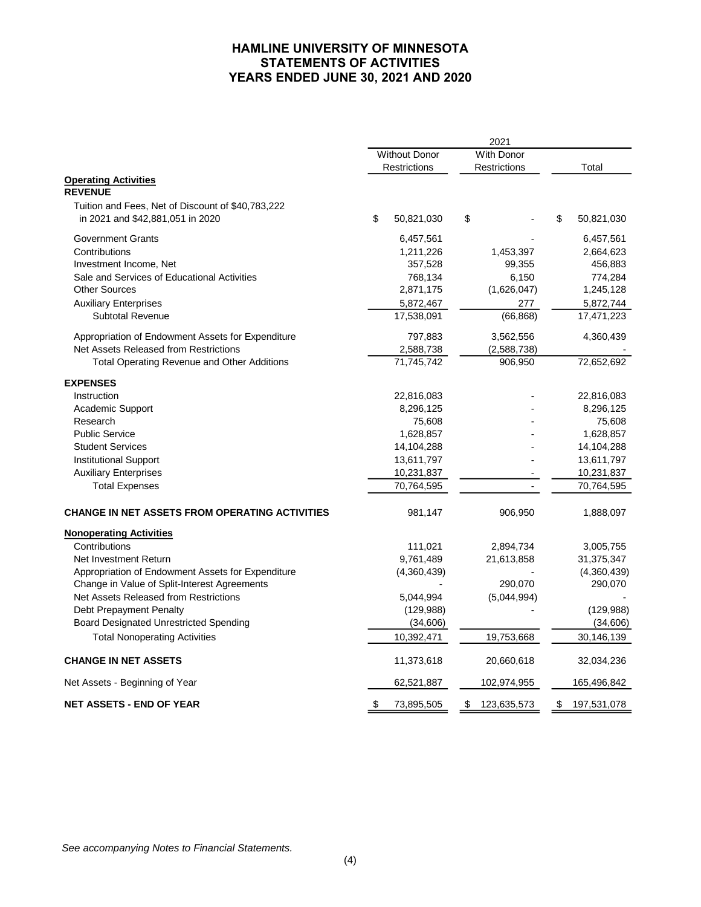# HAMLINE UNIVERSITY OF MINNESOTA
## STATEMENTS OF ACTIVITIES
## YEARS ENDED JUNE 30, 2021 AND 2020

| | 2021 | | |
|---|---|---|---|
| | Without Donor Restrictions | With Donor Restrictions | Total |
| **Operating Activities** | | | |
| **REVENUE** | | | |
| Tuition and Fees, Net of Discount of $40,783,222 in 2021 and $42,881,051 in 2020 | $ 50,821,030 | $ - | $ 50,821,030 |
| Government Grants | 6,457,561 | - | 6,457,561 |
| Contributions | 1,211,226 | 1,453,397 | 2,664,623 |
| Investment Income, Net | 357,528 | 99,355 | 456,883 |
| Sale and Services of Educational Activities | 768,134 | 6,150 | 774,284 |
| Other Sources | 2,871,175 | (1,626,047) | 1,245,128 |
| Auxiliary Enterprises | 5,872,467 | 277 | 5,872,744 |
| Subtotal Revenue | 17,538,091 | (66,868) | 17,471,223 |
| Appropriation of Endowment Assets for Expenditure | 797,883 | 3,562,556 | 4,360,439 |
| Net Assets Released from Restrictions | 2,588,738 | (2,588,738) | - |
| Total Operating Revenue and Other Additions | 71,745,742 | 906,950 | 72,652,692 |
| **EXPENSES** | | | |
| Instruction | 22,816,083 | - | 22,816,083 |
| Academic Support | 8,296,125 | - | 8,296,125 |
| Research | 75,608 | - | 75,608 |
| Public Service | 1,628,857 | - | 1,628,857 |
| Student Services | 14,104,288 | - | 14,104,288 |
| Institutional Support | 13,611,797 | - | 13,611,797 |
| Auxiliary Enterprises | 10,231,837 | - | 10,231,837 |
| Total Expenses | 70,764,595 | - | 70,764,595 |
| **CHANGE IN NET ASSETS FROM OPERATING ACTIVITIES** | 981,147 | 906,950 | 1,888,097 |
| **Nonoperating Activities** | | | |
| Contributions | 111,021 | 2,894,734 | 3,005,755 |
| Net Investment Return | 9,761,489 | 21,613,858 | 31,375,347 |
| Appropriation of Endowment Assets for Expenditure | (4,360,439) | - | (4,360,439) |
| Change in Value of Split-Interest Agreements | - | 290,070 | 290,070 |
| Net Assets Released from Restrictions | 5,044,994 | (5,044,994) | - |
| Debt Prepayment Penalty | (129,988) | - | (129,988) |
| Board Designated Unrestricted Spending | (34,606) | | (34,606) |
| Total Nonoperating Activities | 10,392,471 | 19,753,668 | 30,146,139 |
| **CHANGE IN NET ASSETS** | 11,373,618 | 20,660,618 | 32,034,236 |
| Net Assets - Beginning of Year | 62,521,887 | 102,974,955 | 165,496,842 |
| **NET ASSETS - END OF YEAR** | $ 73,895,505 | $ 123,635,573 | $ 197,531,078 |

*See accompanying Notes to Financial Statements.*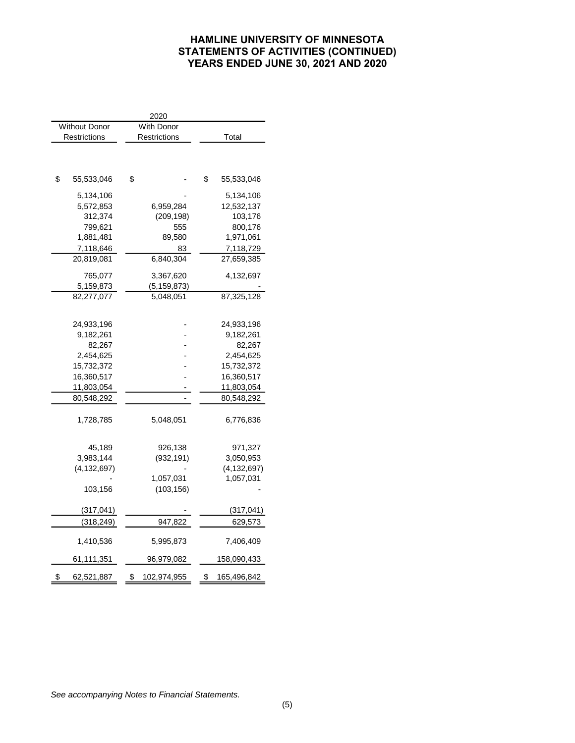# HAMLINE UNIVERSITY OF MINNESOTA
## STATEMENTS OF ACTIVITIES (CONTINUED)
## YEARS ENDED JUNE 30, 2021 AND 2020

| 2020 | | |
|---|---|---|
| Without Donor Restrictions | With Donor Restrictions | Total |
| | | |
| $ 55,533,046 | $ - | $ 55,533,046 |
| 5,134,106 | - | 5,134,106 |
| 5,572,853 | 6,959,284 | 12,532,137 |
| 312,374 | (209,198) | 103,176 |
| 799,621 | 555 | 800,176 |
| 1,881,481 | 89,580 | 1,971,061 |
| 7,118,646 | 83 | 7,118,729 |
| 20,819,081 | 6,840,304 | 27,659,385 |
| 765,077 | 3,367,620 | 4,132,697 |
| 5,159,873 | (5,159,873) | - |
| 82,277,077 | 5,048,051 | 87,325,128 |
| | | |
| 24,933,196 | - | 24,933,196 |
| 9,182,261 | - | 9,182,261 |
| 82,267 | - | 82,267 |
| 2,454,625 | - | 2,454,625 |
| 15,732,372 | - | 15,732,372 |
| 16,360,517 | - | 16,360,517 |
| 11,803,054 | - | 11,803,054 |
| 80,548,292 | - | 80,548,292 |
| 1,728,785 | 5,048,051 | 6,776,836 |
| | | |
| 45,189 | 926,138 | 971,327 |
| 3,983,144 | (932,191) | 3,050,953 |
| (4,132,697) | - | (4,132,697) |
| - | 1,057,031 | 1,057,031 |
| 103,156 | (103,156) | - |
| (317,041) | - | (317,041) |
| (318,249) | 947,822 | 629,573 |
| 1,410,536 | 5,995,873 | 7,406,409 |
| 61,111,351 | 96,979,082 | 158,090,433 |
| $ 62,521,887 | $ 102,974,955 | $ 165,496,842 |

*See accompanying Notes to Financial Statements.*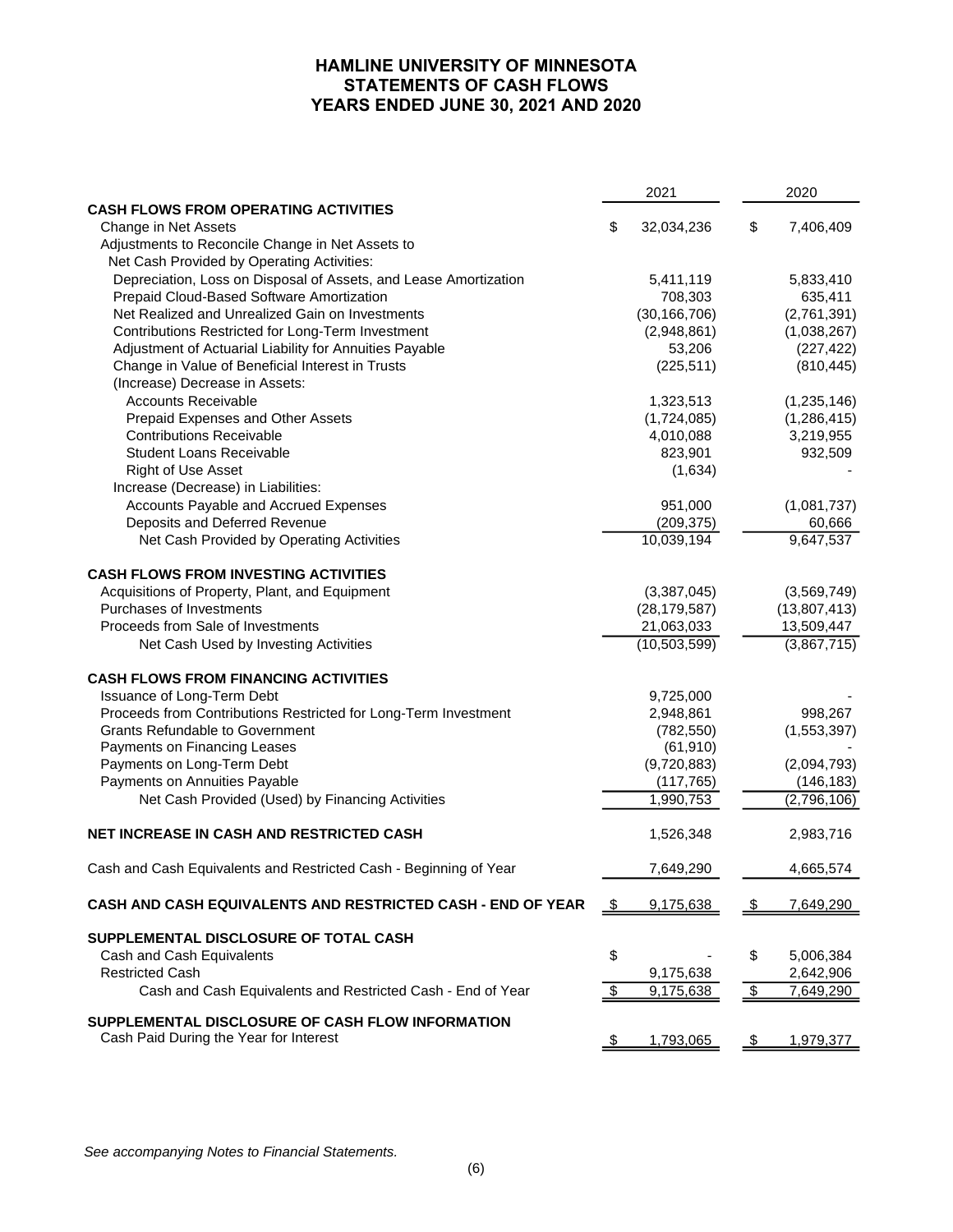# HAMLINE UNIVERSITY OF MINNESOTA
## STATEMENTS OF CASH FLOWS
## YEARS ENDED JUNE 30, 2021 AND 2020

| | 2021 | 2020 |
|---|---|---|
| **CASH FLOWS FROM OPERATING ACTIVITIES** | | |
| Change in Net Assets | $ 32,034,236 | $ 7,406,409 |
| Adjustments to Reconcile Change in Net Assets to Net Cash Provided by Operating Activities: | | |
| Depreciation, Loss on Disposal of Assets, and Lease Amortization | 5,411,119 | 5,833,410 |
| Prepaid Cloud-Based Software Amortization | 708,303 | 635,411 |
| Net Realized and Unrealized Gain on Investments | (30,166,706) | (2,761,391) |
| Contributions Restricted for Long-Term Investment | (2,948,861) | (1,038,267) |
| Adjustment of Actuarial Liability for Annuities Payable | 53,206 | (227,422) |
| Change in Value of Beneficial Interest in Trusts | (225,511) | (810,445) |
| (Increase) Decrease in Assets: | | |
| Accounts Receivable | 1,323,513 | (1,235,146) |
| Prepaid Expenses and Other Assets | (1,724,085) | (1,286,415) |
| Contributions Receivable | 4,010,088 | 3,219,955 |
| Student Loans Receivable | 823,901 | 932,509 |
| Right of Use Asset | (1,634) | - |
| Increase (Decrease) in Liabilities: | | |
| Accounts Payable and Accrued Expenses | 951,000 | (1,081,737) |
| Deposits and Deferred Revenue | (209,375) | 60,666 |
| Net Cash Provided by Operating Activities | 10,039,194 | 9,647,537 |
| **CASH FLOWS FROM INVESTING ACTIVITIES** | | |
| Acquisitions of Property, Plant, and Equipment | (3,387,045) | (3,569,749) |
| Purchases of Investments | (28,179,587) | (13,807,413) |
| Proceeds from Sale of Investments | 21,063,033 | 13,509,447 |
| Net Cash Used by Investing Activities | (10,503,599) | (3,867,715) |
| **CASH FLOWS FROM FINANCING ACTIVITIES** | | |
| Issuance of Long-Term Debt | 9,725,000 | - |
| Proceeds from Contributions Restricted for Long-Term Investment | 2,948,861 | 998,267 |
| Grants Refundable to Government | (782,550) | (1,553,397) |
| Payments on Financing Leases | (61,910) | - |
| Payments on Long-Term Debt | (9,720,883) | (2,094,793) |
| Payments on Annuities Payable | (117,765) | (146,183) |
| Net Cash Provided (Used) by Financing Activities | 1,990,753 | (2,796,106) |
| **NET INCREASE IN CASH AND RESTRICTED CASH** | 1,526,348 | 2,983,716 |
| Cash and Cash Equivalents and Restricted Cash - Beginning of Year | 7,649,290 | 4,665,574 |
| **CASH AND CASH EQUIVALENTS AND RESTRICTED CASH - END OF YEAR** | $ 9,175,638 | $ 7,649,290 |
| **SUPPLEMENTAL DISCLOSURE OF TOTAL CASH** | | |
| Cash and Cash Equivalents | $ - | $ 5,006,384 |
| Restricted Cash | 9,175,638 | 2,642,906 |
| Cash and Cash Equivalents and Restricted Cash - End of Year | $ 9,175,638 | $ 7,649,290 |
| **SUPPLEMENTAL DISCLOSURE OF CASH FLOW INFORMATION** | | |
| Cash Paid During the Year for Interest | $ 1,793,065 | $ 1,979,377 |

*See accompanying Notes to Financial Statements.*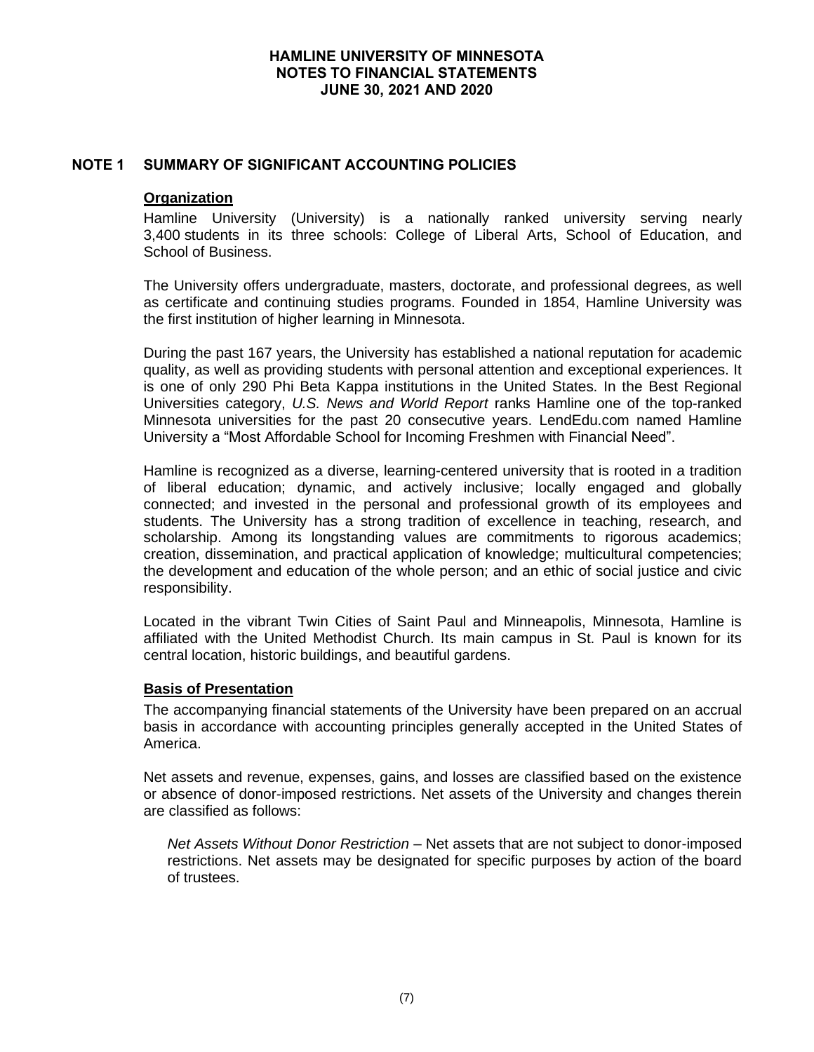## NOTE 1 SUMMARY OF SIGNIFICANT ACCOUNTING POLICIES

### Organization

Hamline University (University) is a nationally ranked university serving nearly 3,400 students in its three schools: College of Liberal Arts, School of Education, and School of Business.

The University offers undergraduate, masters, doctorate, and professional degrees, as well as certificate and continuing studies programs. Founded in 1854, Hamline University was the first institution of higher learning in Minnesota.

During the past 167 years, the University has established a national reputation for academic quality, as well as providing students with personal attention and exceptional experiences. It is one of only 290 Phi Beta Kappa institutions in the United States. In the Best Regional Universities category, *U.S. News and World Report* ranks Hamline one of the top-ranked Minnesota universities for the past 20 consecutive years. LendEdu.com named Hamline University a "Most Affordable School for Incoming Freshmen with Financial Need".

Hamline is recognized as a diverse, learning-centered university that is rooted in a tradition of liberal education; dynamic, and actively inclusive; locally engaged and globally connected; and invested in the personal and professional growth of its employees and students. The University has a strong tradition of excellence in teaching, research, and scholarship. Among its longstanding values are commitments to rigorous academics; creation, dissemination, and practical application of knowledge; multicultural competencies; the development and education of the whole person; and an ethic of social justice and civic responsibility.

Located in the vibrant Twin Cities of Saint Paul and Minneapolis, Minnesota, Hamline is affiliated with the United Methodist Church. Its main campus in St. Paul is known for its central location, historic buildings, and beautiful gardens.

### Basis of Presentation

The accompanying financial statements of the University have been prepared on an accrual basis in accordance with accounting principles generally accepted in the United States of America.

Net assets and revenue, expenses, gains, and losses are classified based on the existence or absence of donor-imposed restrictions. Net assets of the University and changes therein are classified as follows:

*Net Assets Without Donor Restriction* – Net assets that are not subject to donor-imposed restrictions. Net assets may be designated for specific purposes by action of the board of trustees.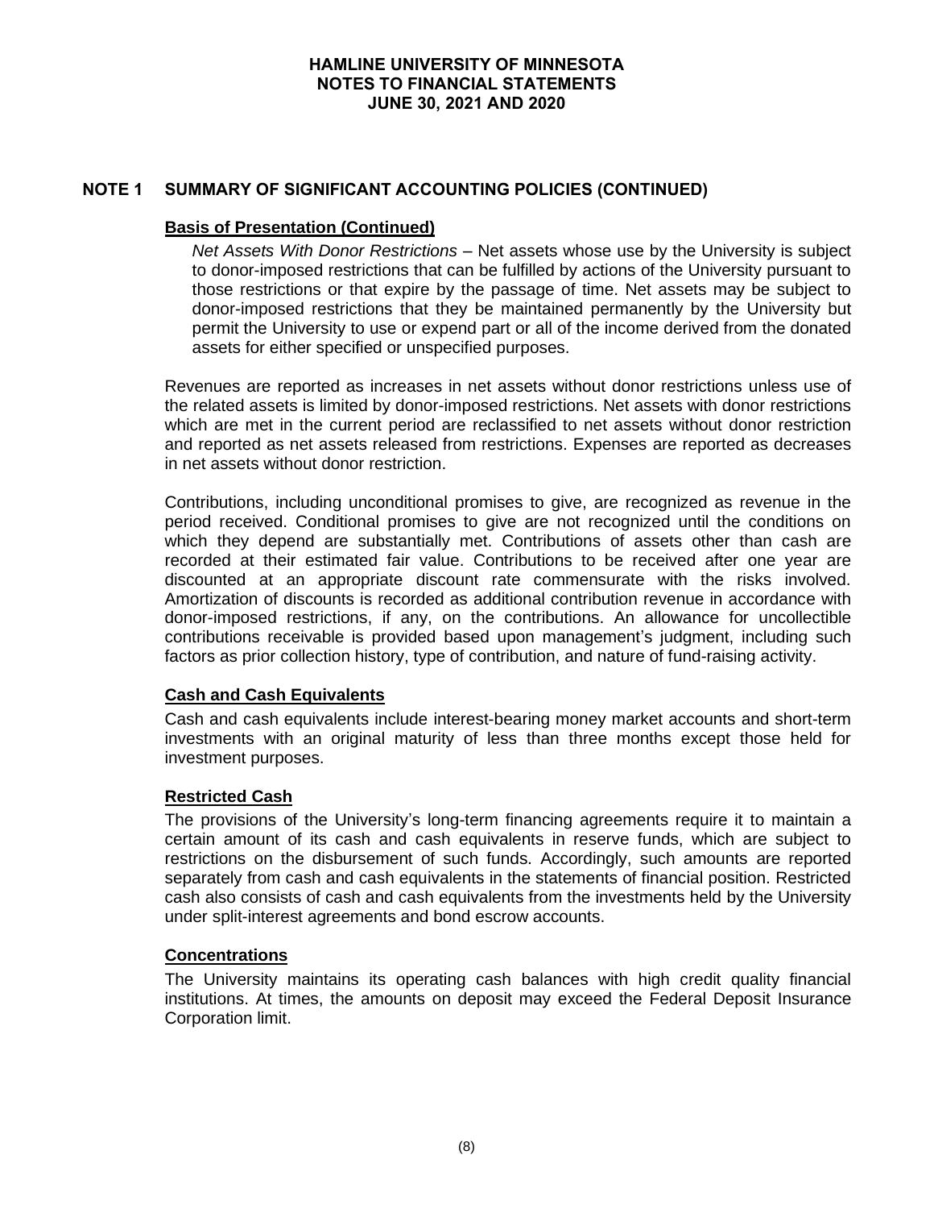## NOTE 1 SUMMARY OF SIGNIFICANT ACCOUNTING POLICIES (CONTINUED)

### Basis of Presentation (Continued)

*Net Assets With Donor Restrictions* – Net assets whose use by the University is subject to donor-imposed restrictions that can be fulfilled by actions of the University pursuant to those restrictions or that expire by the passage of time. Net assets may be subject to donor-imposed restrictions that they be maintained permanently by the University but permit the University to use or expend part or all of the income derived from the donated assets for either specified or unspecified purposes.

Revenues are reported as increases in net assets without donor restrictions unless use of the related assets is limited by donor-imposed restrictions. Net assets with donor restrictions which are met in the current period are reclassified to net assets without donor restriction and reported as net assets released from restrictions. Expenses are reported as decreases in net assets without donor restriction.

Contributions, including unconditional promises to give, are recognized as revenue in the period received. Conditional promises to give are not recognized until the conditions on which they depend are substantially met. Contributions of assets other than cash are recorded at their estimated fair value. Contributions to be received after one year are discounted at an appropriate discount rate commensurate with the risks involved. Amortization of discounts is recorded as additional contribution revenue in accordance with donor-imposed restrictions, if any, on the contributions. An allowance for uncollectible contributions receivable is provided based upon management's judgment, including such factors as prior collection history, type of contribution, and nature of fund-raising activity.

### Cash and Cash Equivalents

Cash and cash equivalents include interest-bearing money market accounts and short-term investments with an original maturity of less than three months except those held for investment purposes.

### Restricted Cash

The provisions of the University's long-term financing agreements require it to maintain a certain amount of its cash and cash equivalents in reserve funds, which are subject to restrictions on the disbursement of such funds. Accordingly, such amounts are reported separately from cash and cash equivalents in the statements of financial position. Restricted cash also consists of cash and cash equivalents from the investments held by the University under split-interest agreements and bond escrow accounts.

### Concentrations

The University maintains its operating cash balances with high credit quality financial institutions. At times, the amounts on deposit may exceed the Federal Deposit Insurance Corporation limit.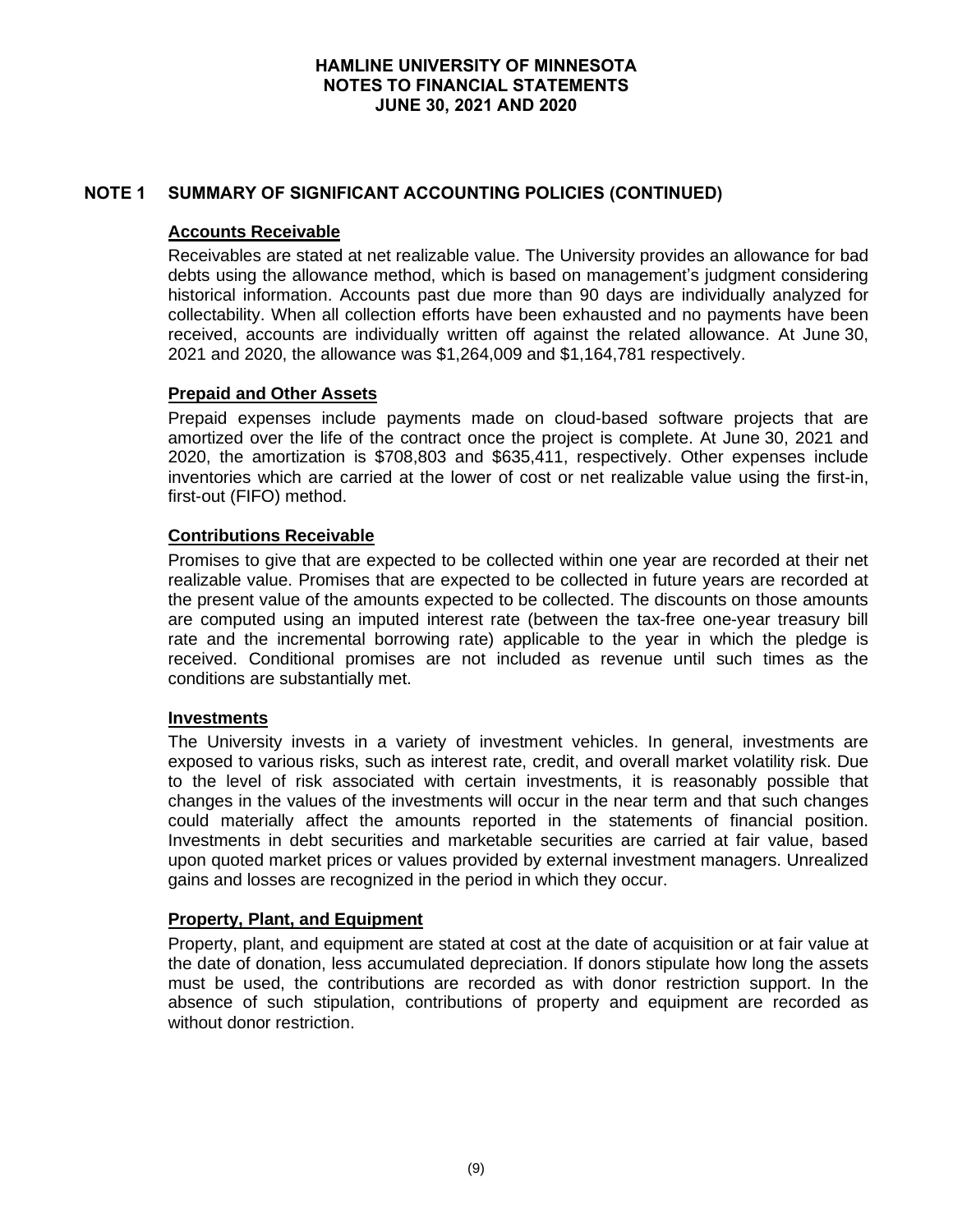## NOTE 1 SUMMARY OF SIGNIFICANT ACCOUNTING POLICIES (CONTINUED)

### Accounts Receivable

Receivables are stated at net realizable value. The University provides an allowance for bad debts using the allowance method, which is based on management's judgment considering historical information. Accounts past due more than 90 days are individually analyzed for collectability. When all collection efforts have been exhausted and no payments have been received, accounts are individually written off against the related allowance. At June 30, 2021 and 2020, the allowance was $1,264,009 and $1,164,781 respectively.

### Prepaid and Other Assets

Prepaid expenses include payments made on cloud-based software projects that are amortized over the life of the contract once the project is complete. At June 30, 2021 and 2020, the amortization is $708,803 and $635,411, respectively. Other expenses include inventories which are carried at the lower of cost or net realizable value using the first-in, first-out (FIFO) method.

### Contributions Receivable

Promises to give that are expected to be collected within one year are recorded at their net realizable value. Promises that are expected to be collected in future years are recorded at the present value of the amounts expected to be collected. The discounts on those amounts are computed using an imputed interest rate (between the tax-free one-year treasury bill rate and the incremental borrowing rate) applicable to the year in which the pledge is received. Conditional promises are not included as revenue until such times as the conditions are substantially met.

### Investments

The University invests in a variety of investment vehicles. In general, investments are exposed to various risks, such as interest rate, credit, and overall market volatility risk. Due to the level of risk associated with certain investments, it is reasonably possible that changes in the values of the investments will occur in the near term and that such changes could materially affect the amounts reported in the statements of financial position. Investments in debt securities and marketable securities are carried at fair value, based upon quoted market prices or values provided by external investment managers. Unrealized gains and losses are recognized in the period in which they occur.

### Property, Plant, and Equipment

Property, plant, and equipment are stated at cost at the date of acquisition or at fair value at the date of donation, less accumulated depreciation. If donors stipulate how long the assets must be used, the contributions are recorded as with donor restriction support. In the absence of such stipulation, contributions of property and equipment are recorded as without donor restriction.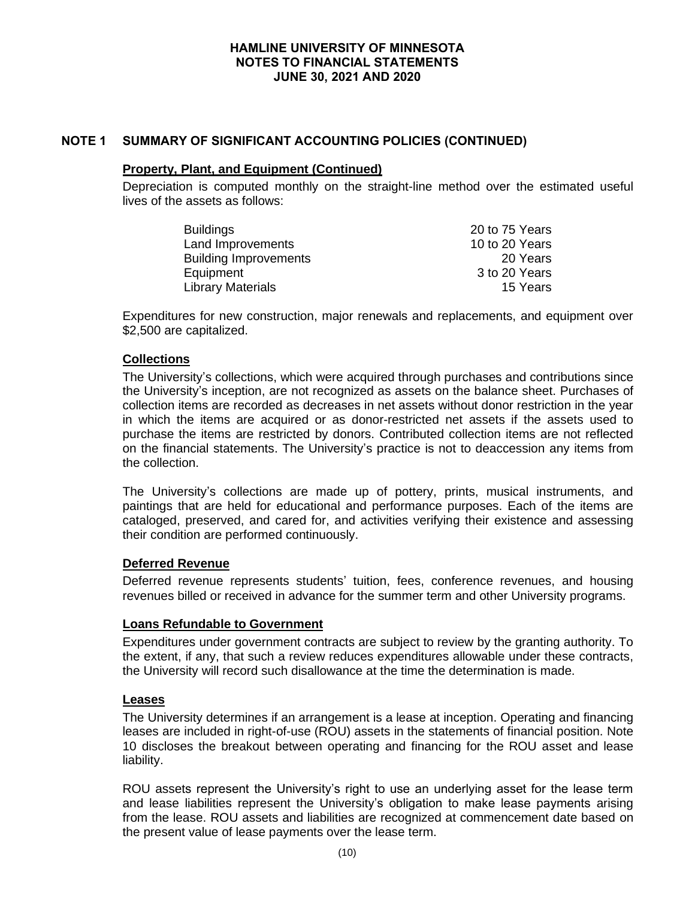## NOTE 1 SUMMARY OF SIGNIFICANT ACCOUNTING POLICIES (CONTINUED)

### Property, Plant, and Equipment (Continued)

Depreciation is computed monthly on the straight-line method over the estimated useful lives of the assets as follows:

| | |
|---|---|
| Buildings | 20 to 75 Years |
| Land Improvements | 10 to 20 Years |
| Building Improvements | 20 Years |
| Equipment | 3 to 20 Years |
| Library Materials | 15 Years |

Expenditures for new construction, major renewals and replacements, and equipment over $2,500 are capitalized.

### Collections

The University's collections, which were acquired through purchases and contributions since the University's inception, are not recognized as assets on the balance sheet. Purchases of collection items are recorded as decreases in net assets without donor restriction in the year in which the items are acquired or as donor-restricted net assets if the assets used to purchase the items are restricted by donors. Contributed collection items are not reflected on the financial statements. The University's practice is not to deaccession any items from the collection.

The University's collections are made up of pottery, prints, musical instruments, and paintings that are held for educational and performance purposes. Each of the items are cataloged, preserved, and cared for, and activities verifying their existence and assessing their condition are performed continuously.

### Deferred Revenue

Deferred revenue represents students' tuition, fees, conference revenues, and housing revenues billed or received in advance for the summer term and other University programs.

### Loans Refundable to Government

Expenditures under government contracts are subject to review by the granting authority. To the extent, if any, that such a review reduces expenditures allowable under these contracts, the University will record such disallowance at the time the determination is made.

### Leases

The University determines if an arrangement is a lease at inception. Operating and financing leases are included in right-of-use (ROU) assets in the statements of financial position. Note 10 discloses the breakout between operating and financing for the ROU asset and lease liability.

ROU assets represent the University's right to use an underlying asset for the lease term and lease liabilities represent the University's obligation to make lease payments arising from the lease. ROU assets and liabilities are recognized at commencement date based on the present value of lease payments over the lease term.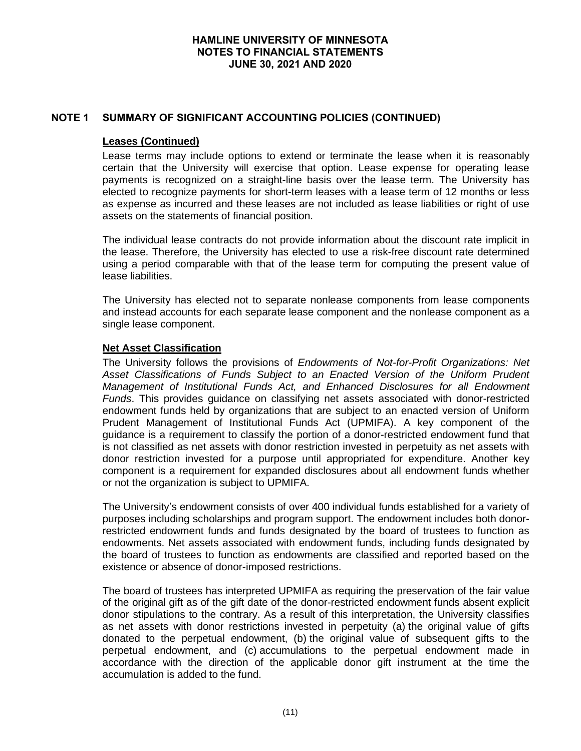## NOTE 1 SUMMARY OF SIGNIFICANT ACCOUNTING POLICIES (CONTINUED)

### Leases (Continued)

Lease terms may include options to extend or terminate the lease when it is reasonably certain that the University will exercise that option. Lease expense for operating lease payments is recognized on a straight-line basis over the lease term. The University has elected to recognize payments for short-term leases with a lease term of 12 months or less as expense as incurred and these leases are not included as lease liabilities or right of use assets on the statements of financial position.

The individual lease contracts do not provide information about the discount rate implicit in the lease. Therefore, the University has elected to use a risk-free discount rate determined using a period comparable with that of the lease term for computing the present value of lease liabilities.

The University has elected not to separate nonlease components from lease components and instead accounts for each separate lease component and the nonlease component as a single lease component.

### Net Asset Classification

The University follows the provisions of *Endowments of Not-for-Profit Organizations: Net Asset Classifications of Funds Subject to an Enacted Version of the Uniform Prudent Management of Institutional Funds Act, and Enhanced Disclosures for all Endowment Funds*. This provides guidance on classifying net assets associated with donor-restricted endowment funds held by organizations that are subject to an enacted version of Uniform Prudent Management of Institutional Funds Act (UPMIFA). A key component of the guidance is a requirement to classify the portion of a donor-restricted endowment fund that is not classified as net assets with donor restriction invested in perpetuity as net assets with donor restriction invested for a purpose until appropriated for expenditure. Another key component is a requirement for expanded disclosures about all endowment funds whether or not the organization is subject to UPMIFA.

The University's endowment consists of over 400 individual funds established for a variety of purposes including scholarships and program support. The endowment includes both donor-restricted endowment funds and funds designated by the board of trustees to function as endowments. Net assets associated with endowment funds, including funds designated by the board of trustees to function as endowments are classified and reported based on the existence or absence of donor-imposed restrictions.

The board of trustees has interpreted UPMIFA as requiring the preservation of the fair value of the original gift as of the gift date of the donor-restricted endowment funds absent explicit donor stipulations to the contrary. As a result of this interpretation, the University classifies as net assets with donor restrictions invested in perpetuity (a) the original value of gifts donated to the perpetual endowment, (b) the original value of subsequent gifts to the perpetual endowment, and (c) accumulations to the perpetual endowment made in accordance with the direction of the applicable donor gift instrument at the time the accumulation is added to the fund.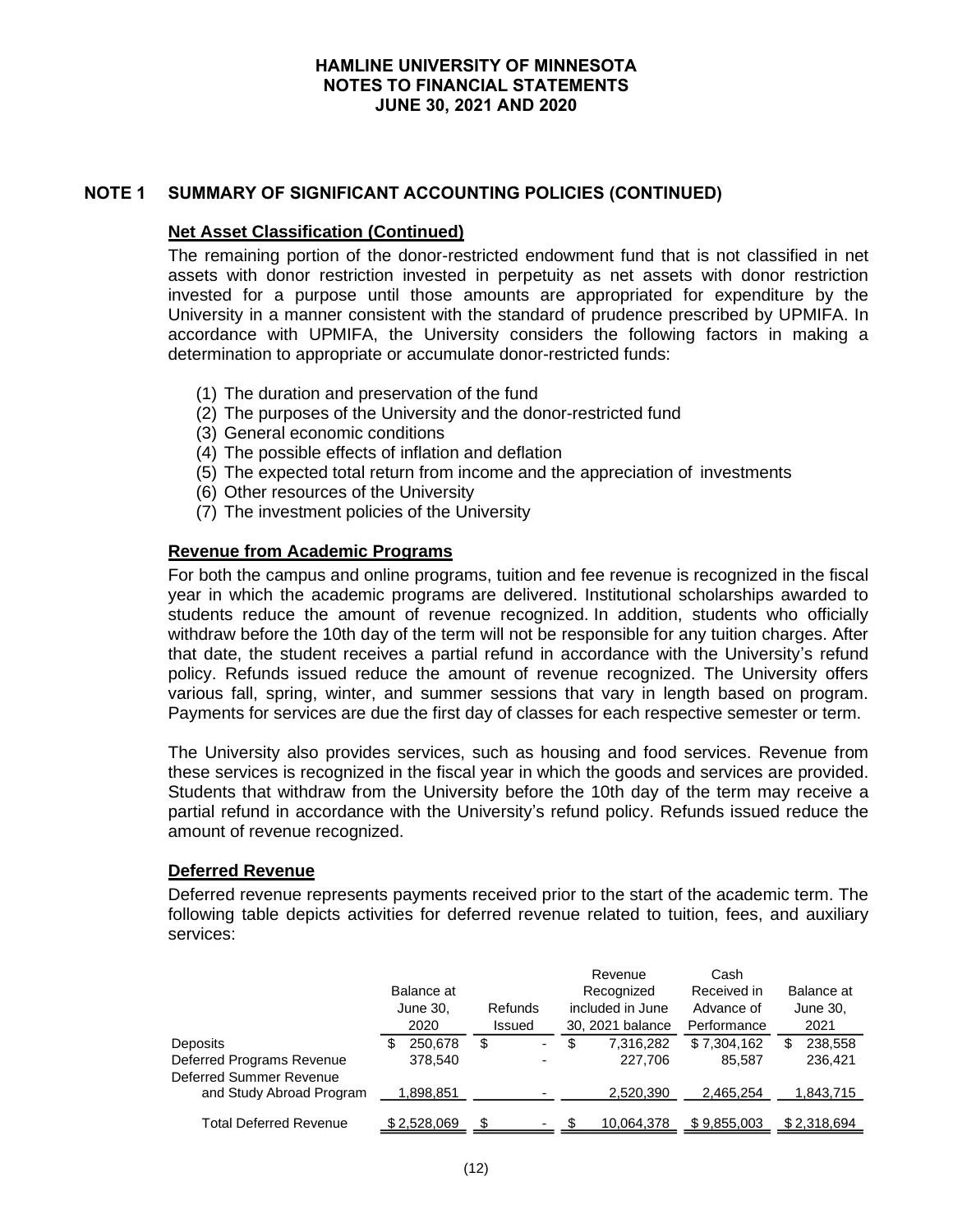## NOTE 1 SUMMARY OF SIGNIFICANT ACCOUNTING POLICIES (CONTINUED)

### Net Asset Classification (Continued)

The remaining portion of the donor-restricted endowment fund that is not classified in net assets with donor restriction invested in perpetuity as net assets with donor restriction invested for a purpose until those amounts are appropriated for expenditure by the University in a manner consistent with the standard of prudence prescribed by UPMIFA. In accordance with UPMIFA, the University considers the following factors in making a determination to appropriate or accumulate donor-restricted funds:

(1) The duration and preservation of the fund
(2) The purposes of the University and the donor-restricted fund
(3) General economic conditions
(4) The possible effects of inflation and deflation
(5) The expected total return from income and the appreciation of investments
(6) Other resources of the University
(7) The investment policies of the University

### Revenue from Academic Programs

For both the campus and online programs, tuition and fee revenue is recognized in the fiscal year in which the academic programs are delivered. Institutional scholarships awarded to students reduce the amount of revenue recognized. In addition, students who officially withdraw before the 10th day of the term will not be responsible for any tuition charges. After that date, the student receives a partial refund in accordance with the University's refund policy. Refunds issued reduce the amount of revenue recognized. The University offers various fall, spring, winter, and summer sessions that vary in length based on program. Payments for services are due the first day of classes for each respective semester or term.

The University also provides services, such as housing and food services. Revenue from these services is recognized in the fiscal year in which the goods and services are provided. Students that withdraw from the University before the 10th day of the term may receive a partial refund in accordance with the University's refund policy. Refunds issued reduce the amount of revenue recognized.

### Deferred Revenue

Deferred revenue represents payments received prior to the start of the academic term. The following table depicts activities for deferred revenue related to tuition, fees, and auxiliary services:

| | Balance at June 30, 2020 | Refunds Issued | Revenue Recognized included in June 30, 2021 balance | Cash Received in Advance of Performance | Balance at June 30, 2021 |
|---|---|---|---|---|---|
| Deposits | $ 250,678 | $ - | $ 7,316,282 | $ 7,304,162 | $ 238,558 |
| Deferred Programs Revenue | 378,540 | - | 227,706 | 85,587 | 236,421 |
| Deferred Summer Revenue and Study Abroad Program | 1,898,851 | - | 2,520,390 | 2,465,254 | 1,843,715 |
| Total Deferred Revenue | $ 2,528,069 | $ - | $ 10,064,378 | $ 9,855,003 | $ 2,318,694 |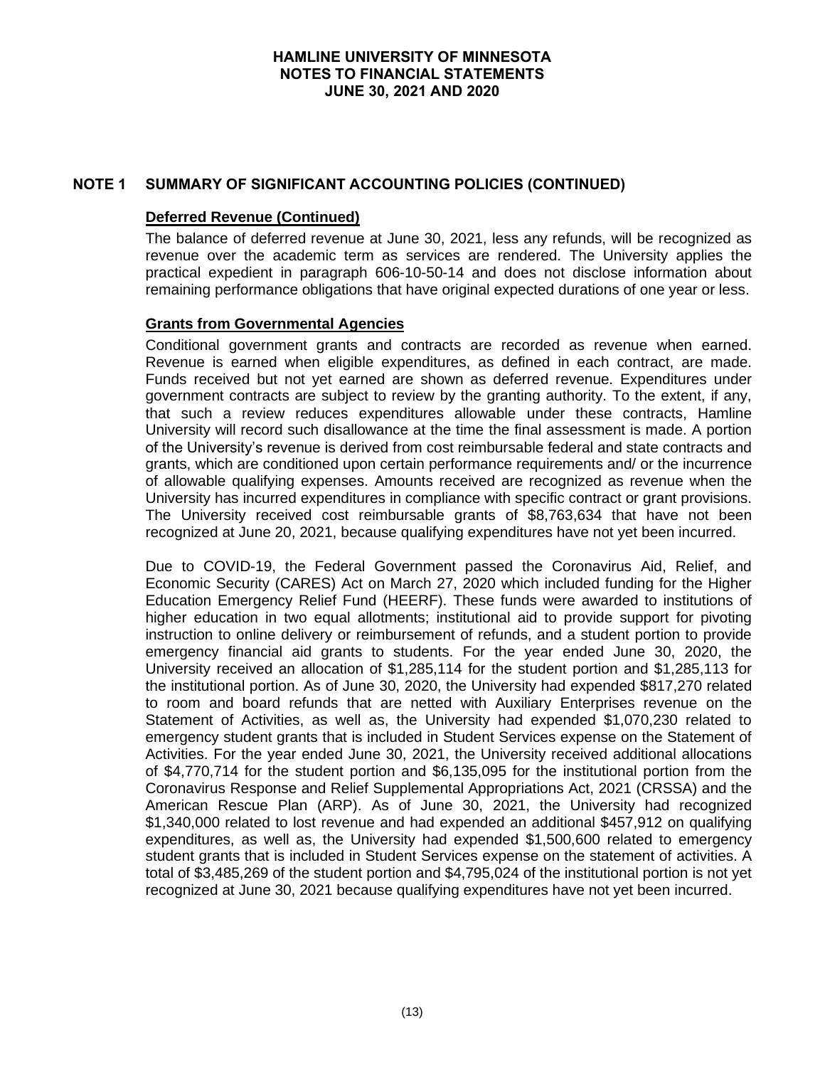## NOTE 1 SUMMARY OF SIGNIFICANT ACCOUNTING POLICIES (CONTINUED)

### Deferred Revenue (Continued)

The balance of deferred revenue at June 30, 2021, less any refunds, will be recognized as revenue over the academic term as services are rendered. The University applies the practical expedient in paragraph 606-10-50-14 and does not disclose information about remaining performance obligations that have original expected durations of one year or less.

### Grants from Governmental Agencies

Conditional government grants and contracts are recorded as revenue when earned. Revenue is earned when eligible expenditures, as defined in each contract, are made. Funds received but not yet earned are shown as deferred revenue. Expenditures under government contracts are subject to review by the granting authority. To the extent, if any, that such a review reduces expenditures allowable under these contracts, Hamline University will record such disallowance at the time the final assessment is made. A portion of the University's revenue is derived from cost reimbursable federal and state contracts and grants, which are conditioned upon certain performance requirements and/ or the incurrence of allowable qualifying expenses. Amounts received are recognized as revenue when the University has incurred expenditures in compliance with specific contract or grant provisions. The University received cost reimbursable grants of $8,763,634 that have not been recognized at June 20, 2021, because qualifying expenditures have not yet been incurred.

Due to COVID-19, the Federal Government passed the Coronavirus Aid, Relief, and Economic Security (CARES) Act on March 27, 2020 which included funding for the Higher Education Emergency Relief Fund (HEERF). These funds were awarded to institutions of higher education in two equal allotments; institutional aid to provide support for pivoting instruction to online delivery or reimbursement of refunds, and a student portion to provide emergency financial aid grants to students. For the year ended June 30, 2020, the University received an allocation of $1,285,114 for the student portion and $1,285,113 for the institutional portion. As of June 30, 2020, the University had expended $817,270 related to room and board refunds that are netted with Auxiliary Enterprises revenue on the Statement of Activities, as well as, the University had expended $1,070,230 related to emergency student grants that is included in Student Services expense on the Statement of Activities. For the year ended June 30, 2021, the University received additional allocations of $4,770,714 for the student portion and $6,135,095 for the institutional portion from the Coronavirus Response and Relief Supplemental Appropriations Act, 2021 (CRSSA) and the American Rescue Plan (ARP). As of June 30, 2021, the University had recognized $1,340,000 related to lost revenue and had expended an additional $457,912 on qualifying expenditures, as well as, the University had expended $1,500,600 related to emergency student grants that is included in Student Services expense on the statement of activities. A total of $3,485,269 of the student portion and $4,795,024 of the institutional portion is not yet recognized at June 30, 2021 because qualifying expenditures have not yet been incurred.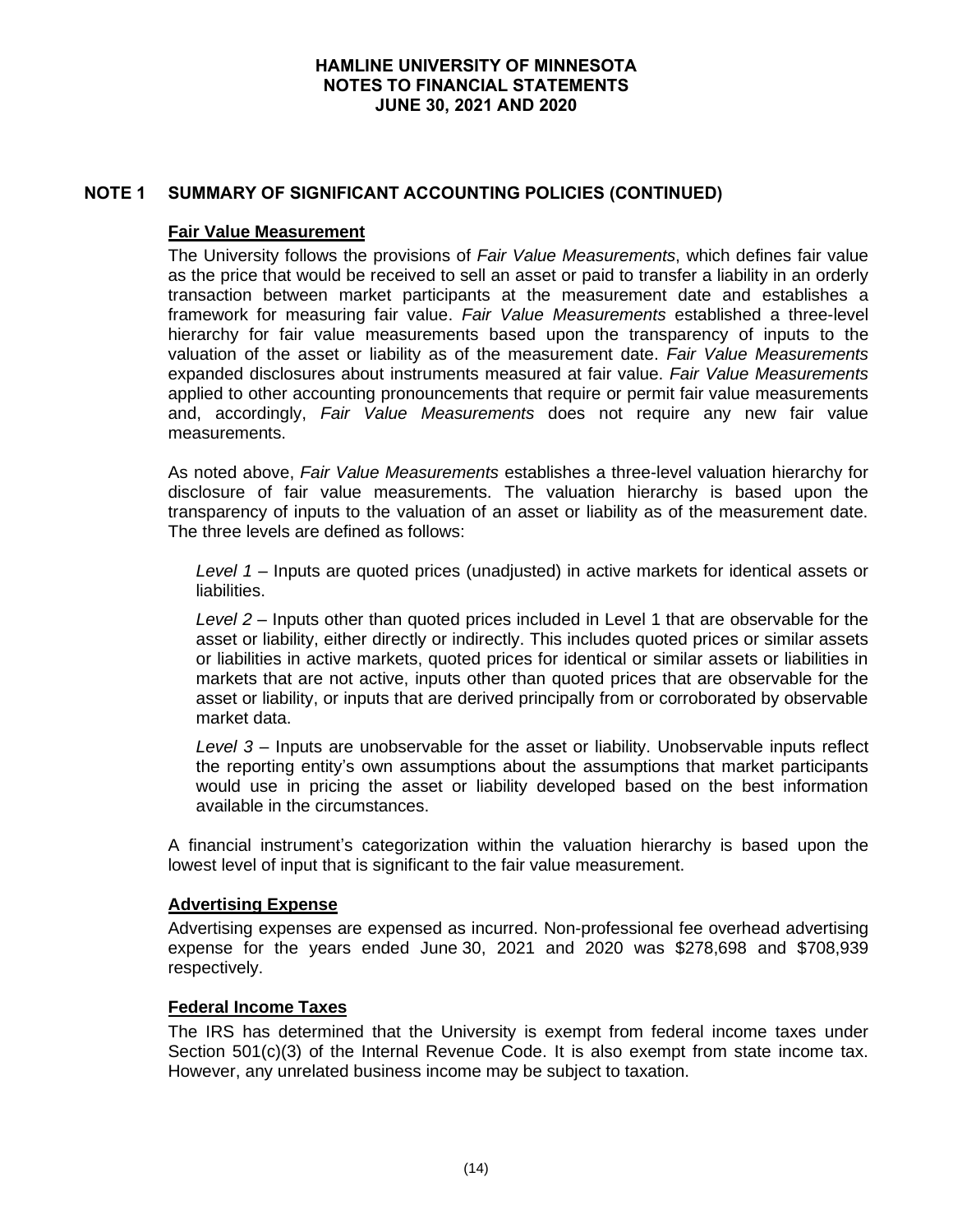## NOTE 1 SUMMARY OF SIGNIFICANT ACCOUNTING POLICIES (CONTINUED)

### Fair Value Measurement

The University follows the provisions of *Fair Value Measurements*, which defines fair value as the price that would be received to sell an asset or paid to transfer a liability in an orderly transaction between market participants at the measurement date and establishes a framework for measuring fair value. *Fair Value Measurements* established a three-level hierarchy for fair value measurements based upon the transparency of inputs to the valuation of the asset or liability as of the measurement date. *Fair Value Measurements* expanded disclosures about instruments measured at fair value. *Fair Value Measurements* applied to other accounting pronouncements that require or permit fair value measurements and, accordingly, *Fair Value Measurements* does not require any new fair value measurements.

As noted above, *Fair Value Measurements* establishes a three-level valuation hierarchy for disclosure of fair value measurements. The valuation hierarchy is based upon the transparency of inputs to the valuation of an asset or liability as of the measurement date. The three levels are defined as follows:

*Level 1* – Inputs are quoted prices (unadjusted) in active markets for identical assets or liabilities.

*Level 2* – Inputs other than quoted prices included in Level 1 that are observable for the asset or liability, either directly or indirectly. This includes quoted prices or similar assets or liabilities in active markets, quoted prices for identical or similar assets or liabilities in markets that are not active, inputs other than quoted prices that are observable for the asset or liability, or inputs that are derived principally from or corroborated by observable market data.

*Level 3* – Inputs are unobservable for the asset or liability. Unobservable inputs reflect the reporting entity's own assumptions about the assumptions that market participants would use in pricing the asset or liability developed based on the best information available in the circumstances.

A financial instrument's categorization within the valuation hierarchy is based upon the lowest level of input that is significant to the fair value measurement.

### Advertising Expense

Advertising expenses are expensed as incurred. Non-professional fee overhead advertising expense for the years ended June 30, 2021 and 2020 was $278,698 and $708,939 respectively.

### Federal Income Taxes

The IRS has determined that the University is exempt from federal income taxes under Section 501(c)(3) of the Internal Revenue Code. It is also exempt from state income tax. However, any unrelated business income may be subject to taxation.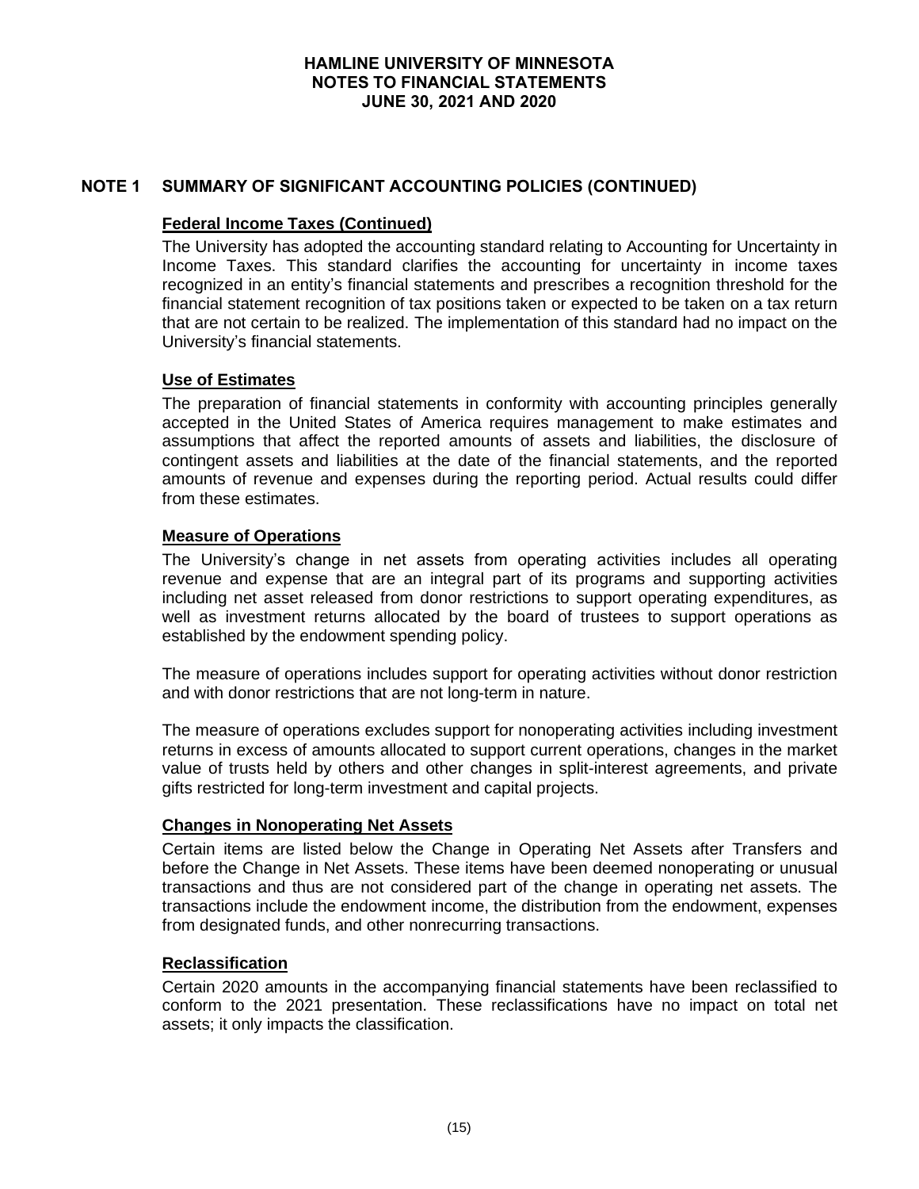## NOTE 1 SUMMARY OF SIGNIFICANT ACCOUNTING POLICIES (CONTINUED)

### Federal Income Taxes (Continued)

The University has adopted the accounting standard relating to Accounting for Uncertainty in Income Taxes. This standard clarifies the accounting for uncertainty in income taxes recognized in an entity's financial statements and prescribes a recognition threshold for the financial statement recognition of tax positions taken or expected to be taken on a tax return that are not certain to be realized. The implementation of this standard had no impact on the University's financial statements.

### Use of Estimates

The preparation of financial statements in conformity with accounting principles generally accepted in the United States of America requires management to make estimates and assumptions that affect the reported amounts of assets and liabilities, the disclosure of contingent assets and liabilities at the date of the financial statements, and the reported amounts of revenue and expenses during the reporting period. Actual results could differ from these estimates.

### Measure of Operations

The University's change in net assets from operating activities includes all operating revenue and expense that are an integral part of its programs and supporting activities including net asset released from donor restrictions to support operating expenditures, as well as investment returns allocated by the board of trustees to support operations as established by the endowment spending policy.

The measure of operations includes support for operating activities without donor restriction and with donor restrictions that are not long-term in nature.

The measure of operations excludes support for nonoperating activities including investment returns in excess of amounts allocated to support current operations, changes in the market value of trusts held by others and other changes in split-interest agreements, and private gifts restricted for long-term investment and capital projects.

### Changes in Nonoperating Net Assets

Certain items are listed below the Change in Operating Net Assets after Transfers and before the Change in Net Assets. These items have been deemed nonoperating or unusual transactions and thus are not considered part of the change in operating net assets. The transactions include the endowment income, the distribution from the endowment, expenses from designated funds, and other nonrecurring transactions.

### Reclassification

Certain 2020 amounts in the accompanying financial statements have been reclassified to conform to the 2021 presentation. These reclassifications have no impact on total net assets; it only impacts the classification.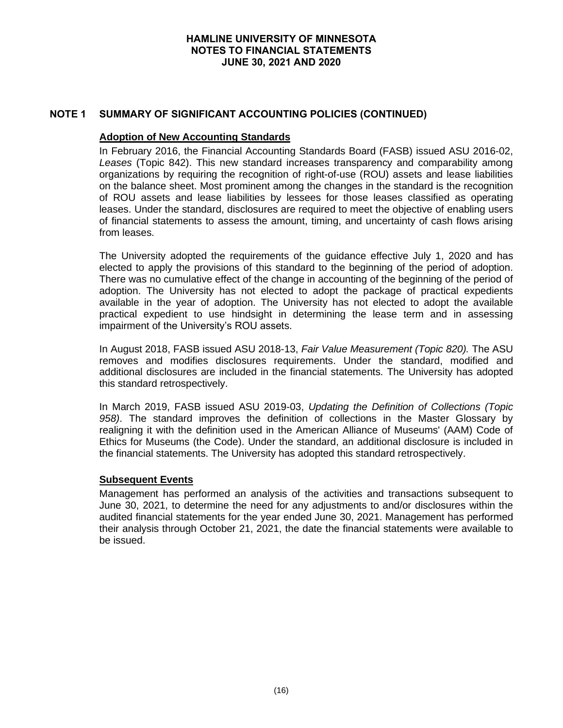## NOTE 1 SUMMARY OF SIGNIFICANT ACCOUNTING POLICIES (CONTINUED)

### Adoption of New Accounting Standards

In February 2016, the Financial Accounting Standards Board (FASB) issued ASU 2016-02, *Leases* (Topic 842). This new standard increases transparency and comparability among organizations by requiring the recognition of right-of-use (ROU) assets and lease liabilities on the balance sheet. Most prominent among the changes in the standard is the recognition of ROU assets and lease liabilities by lessees for those leases classified as operating leases. Under the standard, disclosures are required to meet the objective of enabling users of financial statements to assess the amount, timing, and uncertainty of cash flows arising from leases.

The University adopted the requirements of the guidance effective July 1, 2020 and has elected to apply the provisions of this standard to the beginning of the period of adoption. There was no cumulative effect of the change in accounting of the beginning of the period of adoption. The University has not elected to adopt the package of practical expedients available in the year of adoption. The University has not elected to adopt the available practical expedient to use hindsight in determining the lease term and in assessing impairment of the University's ROU assets.

In August 2018, FASB issued ASU 2018-13, *Fair Value Measurement (Topic 820).* The ASU removes and modifies disclosures requirements. Under the standard, modified and additional disclosures are included in the financial statements. The University has adopted this standard retrospectively.

In March 2019, FASB issued ASU 2019-03, *Updating the Definition of Collections (Topic 958)*. The standard improves the definition of collections in the Master Glossary by realigning it with the definition used in the American Alliance of Museums' (AAM) Code of Ethics for Museums (the Code). Under the standard, an additional disclosure is included in the financial statements. The University has adopted this standard retrospectively.

### Subsequent Events

Management has performed an analysis of the activities and transactions subsequent to June 30, 2021, to determine the need for any adjustments to and/or disclosures within the audited financial statements for the year ended June 30, 2021. Management has performed their analysis through October 21, 2021, the date the financial statements were available to be issued.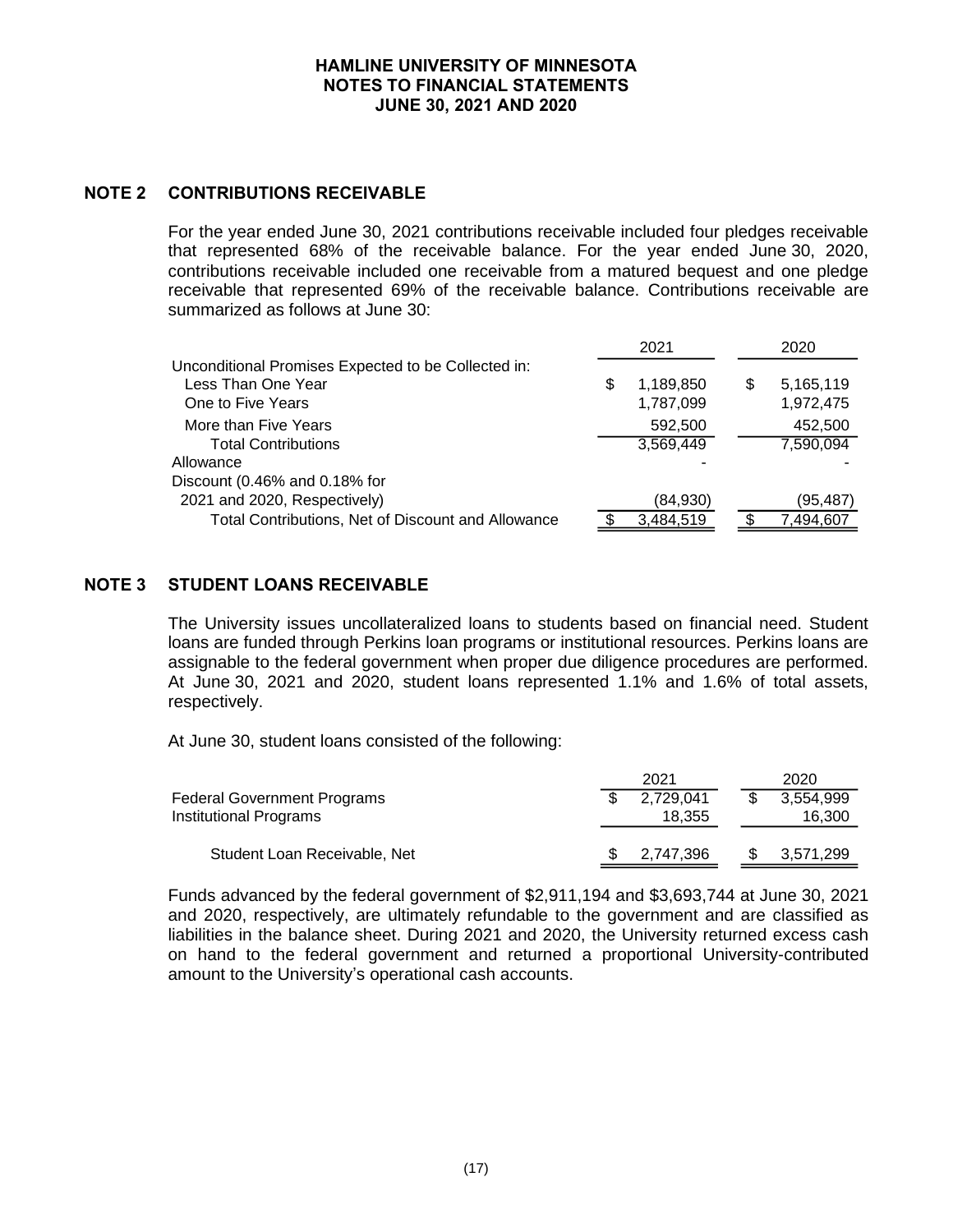## NOTE 2 CONTRIBUTIONS RECEIVABLE

For the year ended June 30, 2021 contributions receivable included four pledges receivable that represented 68% of the receivable balance. For the year ended June 30, 2020, contributions receivable included one receivable from a matured bequest and one pledge receivable that represented 69% of the receivable balance. Contributions receivable are summarized as follows at June 30:

| | 2021 | 2020 |
|---|---|---|
| Unconditional Promises Expected to be Collected in: | | |
| Less Than One Year | $ 1,189,850 | $ 5,165,119 |
| One to Five Years | 1,787,099 | 1,972,475 |
| More than Five Years | 592,500 | 452,500 |
| Total Contributions | 3,569,449 | 7,590,094 |
| Allowance | - | - |
| Discount (0.46% and 0.18% for 2021 and 2020, Respectively) | (84,930) | (95,487) |
| Total Contributions, Net of Discount and Allowance | $ 3,484,519 | $ 7,494,607 |

## NOTE 3 STUDENT LOANS RECEIVABLE

The University issues uncollateralized loans to students based on financial need. Student loans are funded through Perkins loan programs or institutional resources. Perkins loans are assignable to the federal government when proper due diligence procedures are performed. At June 30, 2021 and 2020, student loans represented 1.1% and 1.6% of total assets, respectively.

At June 30, student loans consisted of the following:

| | 2021 | 2020 |
|---|---|---|
| Federal Government Programs | $ 2,729,041 | $ 3,554,999 |
| Institutional Programs | 18,355 | 16,300 |
| Student Loan Receivable, Net | $ 2,747,396 | $ 3,571,299 |

Funds advanced by the federal government of $2,911,194 and $3,693,744 at June 30, 2021 and 2020, respectively, are ultimately refundable to the government and are classified as liabilities in the balance sheet. During 2021 and 2020, the University returned excess cash on hand to the federal government and returned a proportional University-contributed amount to the University's operational cash accounts.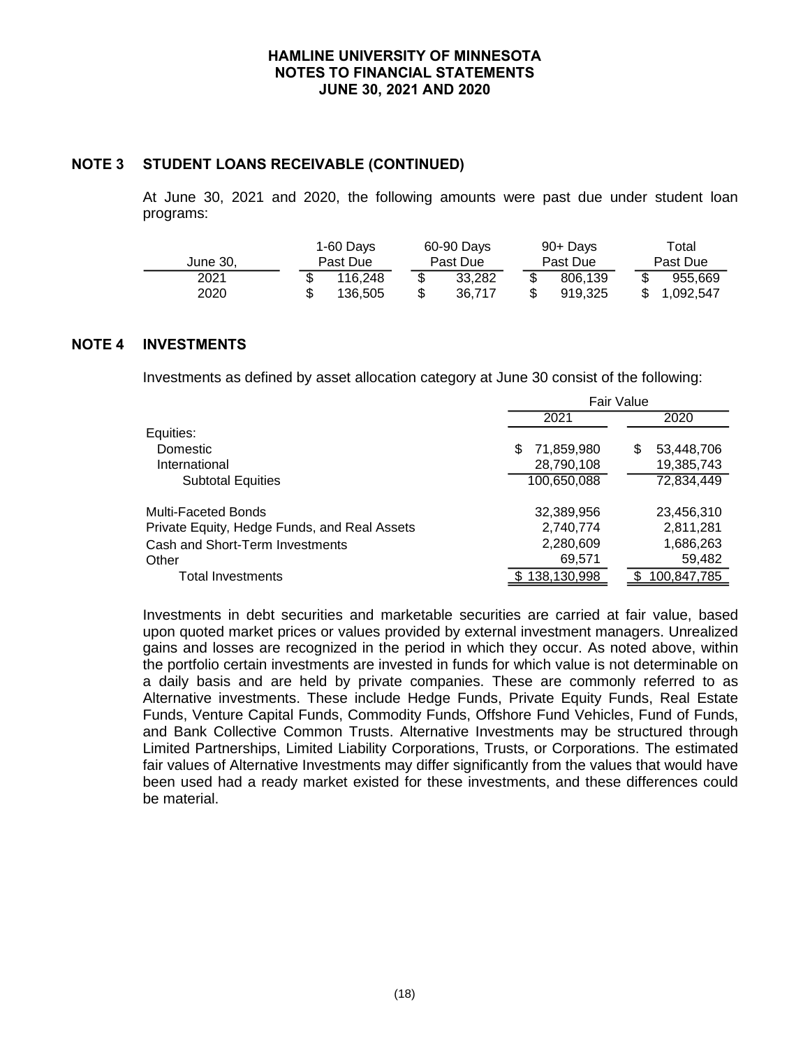## NOTE 3 STUDENT LOANS RECEIVABLE (CONTINUED)

At June 30, 2021 and 2020, the following amounts were past due under student loan programs:

| June 30, | 1-60 Days Past Due | 60-90 Days Past Due | 90+ Days Past Due | Total Past Due |
|---|---|---|---|---|
| 2021 | $ 116,248 | $ 33,282 | $ 806,139 | $ 955,669 |
| 2020 | $ 136,505 | $ 36,717 | $ 919,325 | $ 1,092,547 |

## NOTE 4 INVESTMENTS

Investments as defined by asset allocation category at June 30 consist of the following:

| | Fair Value | |
|---|---|---|
| | 2021 | 2020 |
| Equities: | | |
| Domestic | $ 71,859,980 | $ 53,448,706 |
| International | 28,790,108 | 19,385,743 |
| Subtotal Equities | 100,650,088 | 72,834,449 |
| Multi-Faceted Bonds | 32,389,956 | 23,456,310 |
| Private Equity, Hedge Funds, and Real Assets | 2,740,774 | 2,811,281 |
| Cash and Short-Term Investments | 2,280,609 | 1,686,263 |
| Other | 69,571 | 59,482 |
| Total Investments | $ 138,130,998 | $ 100,847,785 |

Investments in debt securities and marketable securities are carried at fair value, based upon quoted market prices or values provided by external investment managers. Unrealized gains and losses are recognized in the period in which they occur. As noted above, within the portfolio certain investments are invested in funds for which value is not determinable on a daily basis and are held by private companies. These are commonly referred to as Alternative investments. These include Hedge Funds, Private Equity Funds, Real Estate Funds, Venture Capital Funds, Commodity Funds, Offshore Fund Vehicles, Fund of Funds, and Bank Collective Common Trusts. Alternative Investments may be structured through Limited Partnerships, Limited Liability Corporations, Trusts, or Corporations. The estimated fair values of Alternative Investments may differ significantly from the values that would have been used had a ready market existed for these investments, and these differences could be material.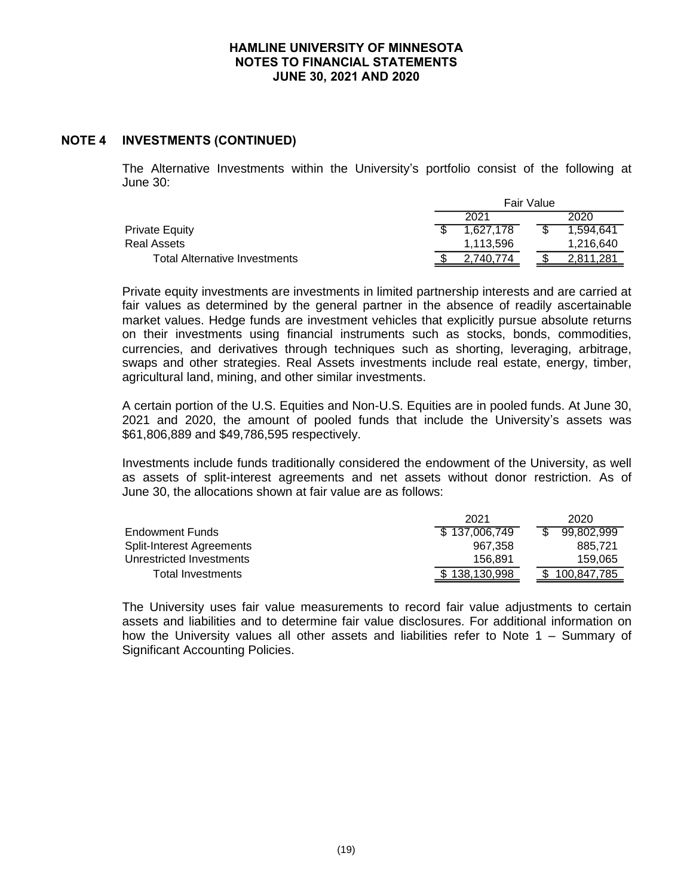## NOTE 4 INVESTMENTS (CONTINUED)

The Alternative Investments within the University's portfolio consist of the following at June 30:

| | Fair Value | |
|---|---|---|
| | 2021 | 2020 |
| Private Equity | $ 1,627,178 | $ 1,594,641 |
| Real Assets | 1,113,596 | 1,216,640 |
| Total Alternative Investments | $ 2,740,774 | $ 2,811,281 |

Private equity investments are investments in limited partnership interests and are carried at fair values as determined by the general partner in the absence of readily ascertainable market values. Hedge funds are investment vehicles that explicitly pursue absolute returns on their investments using financial instruments such as stocks, bonds, commodities, currencies, and derivatives through techniques such as shorting, leveraging, arbitrage, swaps and other strategies. Real Assets investments include real estate, energy, timber, agricultural land, mining, and other similar investments.

A certain portion of the U.S. Equities and Non-U.S. Equities are in pooled funds. At June 30, 2021 and 2020, the amount of pooled funds that include the University's assets was $61,806,889 and $49,786,595 respectively.

Investments include funds traditionally considered the endowment of the University, as well as assets of split-interest agreements and net assets without donor restriction. As of June 30, the allocations shown at fair value are as follows:

| | 2021 | 2020 |
|---|---|---|
| Endowment Funds | $ 137,006,749 | $ 99,802,999 |
| Split-Interest Agreements | 967,358 | 885,721 |
| Unrestricted Investments | 156,891 | 159,065 |
| Total Investments | $ 138,130,998 | $ 100,847,785 |

The University uses fair value measurements to record fair value adjustments to certain assets and liabilities and to determine fair value disclosures. For additional information on how the University values all other assets and liabilities refer to Note 1 – Summary of Significant Accounting Policies.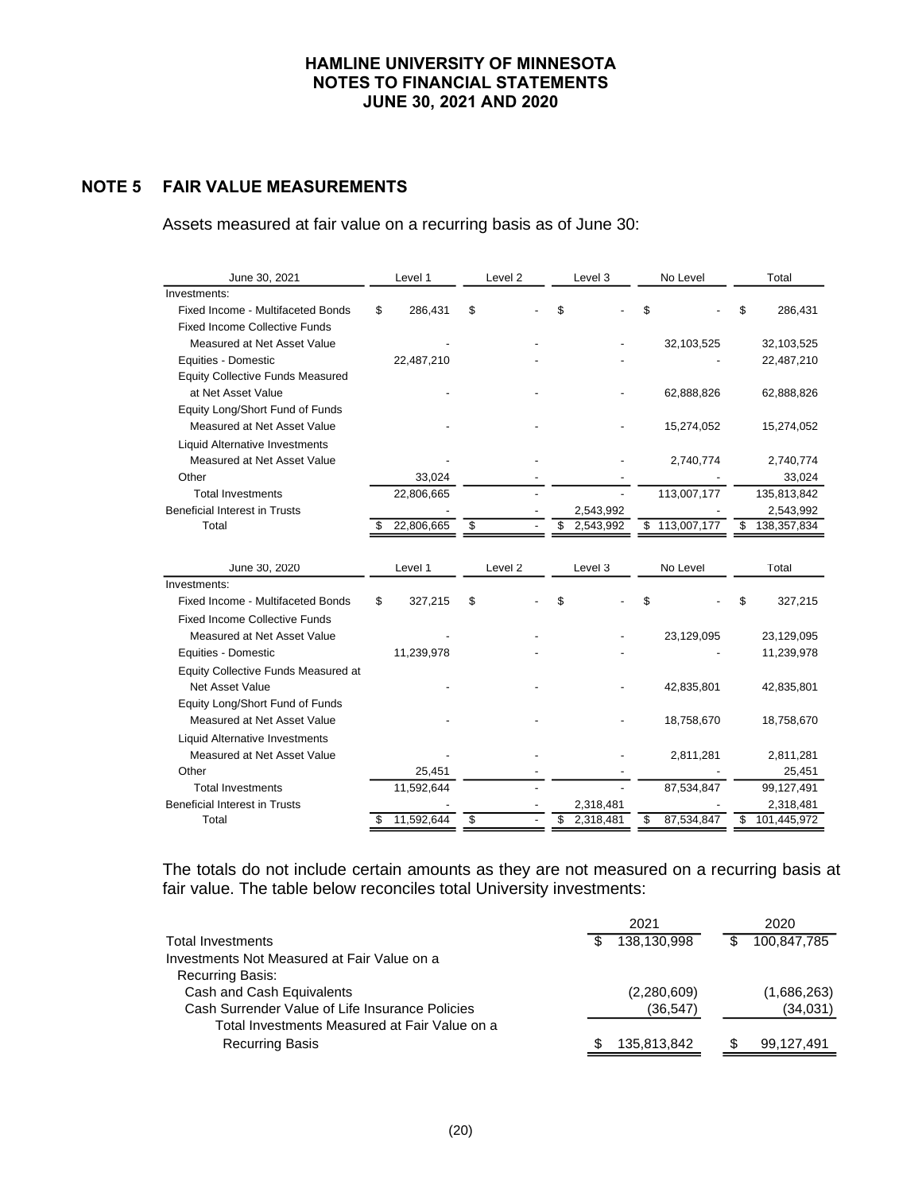## NOTE 5 FAIR VALUE MEASUREMENTS

Assets measured at fair value on a recurring basis as of June 30:

| June 30, 2021 | Level 1 | Level 2 | Level 3 | No Level | Total |
|---|---|---|---|---|---|
| Investments: | | | | | |
| Fixed Income - Multifaceted Bonds | $ 286,431 | $ - | $ - | $ - | $ 286,431 |
| Fixed Income Collective Funds Measured at Net Asset Value | - | - | - | 32,103,525 | 32,103,525 |
| Equities - Domestic | 22,487,210 | - | - | - | 22,487,210 |
| Equity Collective Funds Measured at Net Asset Value | - | - | - | 62,888,826 | 62,888,826 |
| Equity Long/Short Fund of Funds Measured at Net Asset Value | - | - | - | 15,274,052 | 15,274,052 |
| Liquid Alternative Investments Measured at Net Asset Value | - | - | - | 2,740,774 | 2,740,774 |
| Other | 33,024 | - | - | - | 33,024 |
| Total Investments | 22,806,665 | - | - | 113,007,177 | 135,813,842 |
| Beneficial Interest in Trusts | - | - | 2,543,992 | - | 2,543,992 |
| Total | $ 22,806,665 | $ - | $ 2,543,992 | $ 113,007,177 | $ 138,357,834 |

| June 30, 2020 | Level 1 | Level 2 | Level 3 | No Level | Total |
|---|---|---|---|---|---|
| Investments: | | | | | |
| Fixed Income - Multifaceted Bonds | $ 327,215 | $ - | $ - | $ - | $ 327,215 |
| Fixed Income Collective Funds Measured at Net Asset Value | - | - | - | 23,129,095 | 23,129,095 |
| Equities - Domestic | 11,239,978 | - | - | - | 11,239,978 |
| Equity Collective Funds Measured at Net Asset Value | - | - | - | 42,835,801 | 42,835,801 |
| Equity Long/Short Fund of Funds Measured at Net Asset Value | - | - | - | 18,758,670 | 18,758,670 |
| Liquid Alternative Investments Measured at Net Asset Value | - | - | - | 2,811,281 | 2,811,281 |
| Other | 25,451 | - | - | - | 25,451 |
| Total Investments | 11,592,644 | - | - | 87,534,847 | 99,127,491 |
| Beneficial Interest in Trusts | - | - | 2,318,481 | - | 2,318,481 |
| Total | $ 11,592,644 | $ - | $ 2,318,481 | $ 87,534,847 | $ 101,445,972 |

The totals do not include certain amounts as they are not measured on a recurring basis at fair value. The table below reconciles total University investments:

| | 2021 | 2020 |
|---|---|---|
| Total Investments | $ 138,130,998 | $ 100,847,785 |
| Investments Not Measured at Fair Value on a Recurring Basis: | | |
| Cash and Cash Equivalents | (2,280,609) | (1,686,263) |
| Cash Surrender Value of Life Insurance Policies | (36,547) | (34,031) |
| Total Investments Measured at Fair Value on a Recurring Basis | $ 135,813,842 | $ 99,127,491 |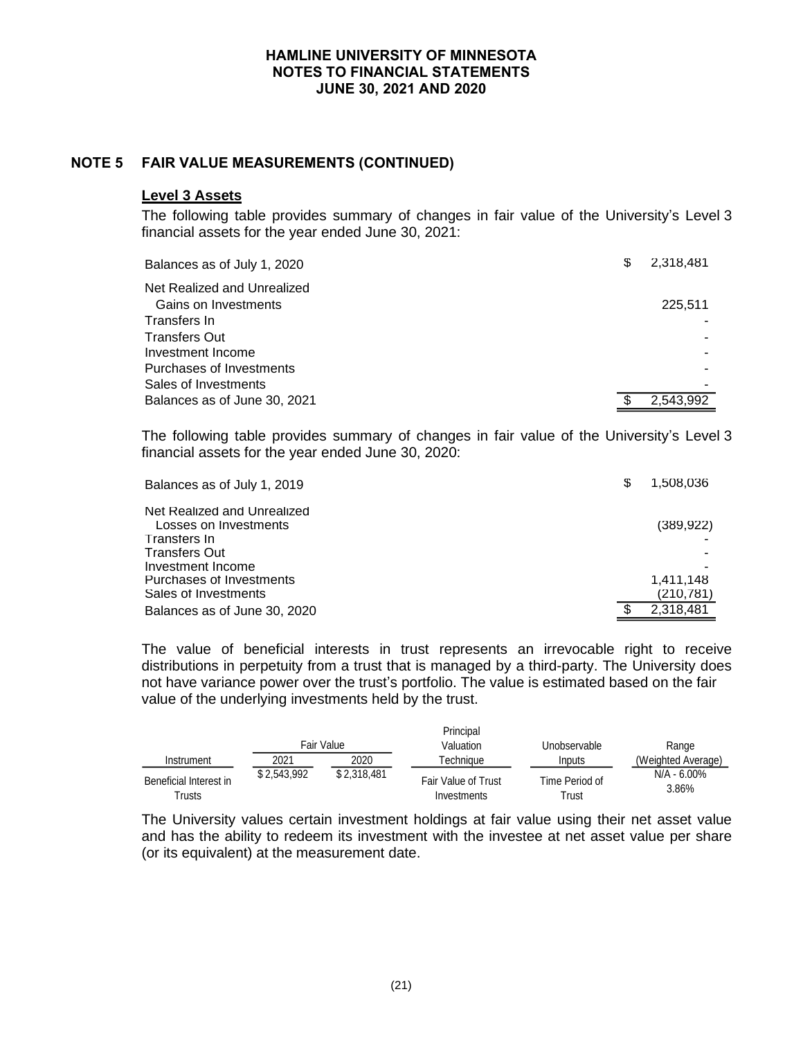## NOTE 5 FAIR VALUE MEASUREMENTS (CONTINUED)

### Level 3 Assets

The following table provides summary of changes in fair value of the University's Level 3 financial assets for the year ended June 30, 2021:

| | |
|---|---|
| Balances as of July 1, 2020 | $ 2,318,481 |
| Net Realized and Unrealized Gains on Investments | 225,511 |
| Transfers In | - |
| Transfers Out | - |
| Investment Income | - |
| Purchases of Investments | - |
| Sales of Investments | - |
| Balances as of June 30, 2021 | $ 2,543,992 |

The following table provides summary of changes in fair value of the University's Level 3 financial assets for the year ended June 30, 2020:

| | |
|---|---|
| Balances as of July 1, 2019 | $ 1,508,036 |
| Net Realized and Unrealized Losses on Investments | (389,922) |
| Transfers In | - |
| Transfers Out | - |
| Investment Income | - |
| Purchases of Investments | 1,411,148 |
| Sales of Investments | (210,781) |
| Balances as of June 30, 2020 | $ 2,318,481 |

The value of beneficial interests in trust represents an irrevocable right to receive distributions in perpetuity from a trust that is managed by a third-party. The University does not have variance power over the trust's portfolio. The value is estimated based on the fair value of the underlying investments held by the trust.

| Instrument | Fair Value | | Principal Valuation Technique | Unobservable Inputs | Range (Weighted Average) |
|---|---|---|---|---|---|
| | 2021 | 2020 | | | |
| Beneficial Interest in Trusts | $ 2,543,992 | $ 2,318,481 | Fair Value of Trust Investments | Time Period of Trust | N/A - 6.00% 3.86% |

The University values certain investment holdings at fair value using their net asset value and has the ability to redeem its investment with the investee at net asset value per share (or its equivalent) at the measurement date.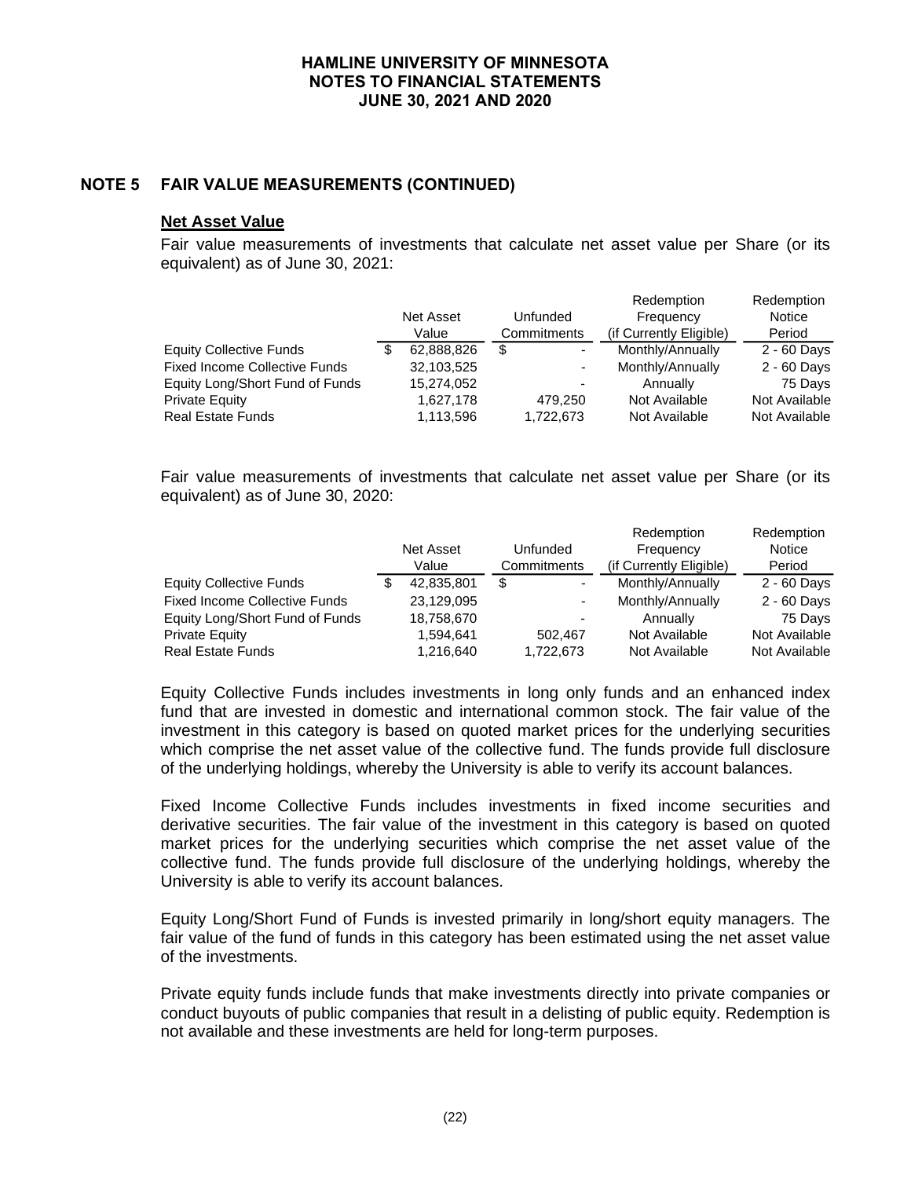## NOTE 5 FAIR VALUE MEASUREMENTS (CONTINUED)

**Net Asset Value**

Fair value measurements of investments that calculate net asset value per Share (or its equivalent) as of June 30, 2021:

| | Net Asset Value | Unfunded Commitments | Redemption Frequency (if Currently Eligible) | Redemption Notice Period |
|---|---|---|---|---|
| Equity Collective Funds | $ 62,888,826 | $ - | Monthly/Annually | 2 - 60 Days |
| Fixed Income Collective Funds | 32,103,525 | - | Monthly/Annually | 2 - 60 Days |
| Equity Long/Short Fund of Funds | 15,274,052 | - | Annually | 75 Days |
| Private Equity | 1,627,178 | 479,250 | Not Available | Not Available |
| Real Estate Funds | 1,113,596 | 1,722,673 | Not Available | Not Available |

Fair value measurements of investments that calculate net asset value per Share (or its equivalent) as of June 30, 2020:

| | Net Asset Value | Unfunded Commitments | Redemption Frequency (if Currently Eligible) | Redemption Notice Period |
|---|---|---|---|---|
| Equity Collective Funds | $ 42,835,801 | $ - | Monthly/Annually | 2 - 60 Days |
| Fixed Income Collective Funds | 23,129,095 | - | Monthly/Annually | 2 - 60 Days |
| Equity Long/Short Fund of Funds | 18,758,670 | - | Annually | 75 Days |
| Private Equity | 1,594,641 | 502,467 | Not Available | Not Available |
| Real Estate Funds | 1,216,640 | 1,722,673 | Not Available | Not Available |

Equity Collective Funds includes investments in long only funds and an enhanced index fund that are invested in domestic and international common stock. The fair value of the investment in this category is based on quoted market prices for the underlying securities which comprise the net asset value of the collective fund. The funds provide full disclosure of the underlying holdings, whereby the University is able to verify its account balances.

Fixed Income Collective Funds includes investments in fixed income securities and derivative securities. The fair value of the investment in this category is based on quoted market prices for the underlying securities which comprise the net asset value of the collective fund. The funds provide full disclosure of the underlying holdings, whereby the University is able to verify its account balances.

Equity Long/Short Fund of Funds is invested primarily in long/short equity managers. The fair value of the fund of funds in this category has been estimated using the net asset value of the investments.

Private equity funds include funds that make investments directly into private companies or conduct buyouts of public companies that result in a delisting of public equity. Redemption is not available and these investments are held for long-term purposes.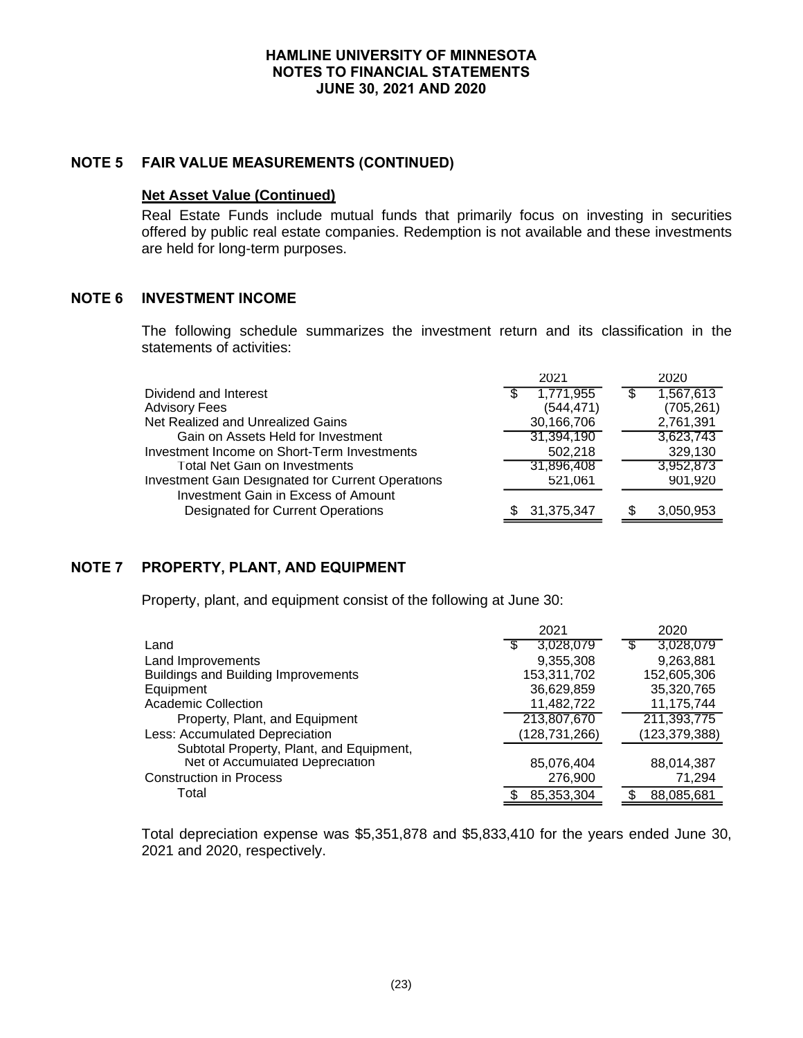**HAMLINE UNIVERSITY OF MINNESOTA**
**NOTES TO FINANCIAL STATEMENTS**
**JUNE 30, 2021 AND 2020**

## NOTE 5 FAIR VALUE MEASUREMENTS (CONTINUED)

**Net Asset Value (Continued)**

Real Estate Funds include mutual funds that primarily focus on investing in securities offered by public real estate companies. Redemption is not available and these investments are held for long-term purposes.

## NOTE 6 INVESTMENT INCOME

The following schedule summarizes the investment return and its classification in the statements of activities:

| | 2021 | 2020 |
|---|---|---|
| Dividend and Interest | $ 1,771,955 | $ 1,567,613 |
| Advisory Fees | (544,471) | (705,261) |
| Net Realized and Unrealized Gains | 30,166,706 | 2,761,391 |
| Gain on Assets Held for Investment | 31,394,190 | 3,623,743 |
| Investment Income on Short-Term Investments | 502,218 | 329,130 |
| Total Net Gain on Investments | 31,896,408 | 3,952,873 |
| Investment Gain Designated for Current Operations | 521,061 | 901,920 |
| Investment Gain in Excess of Amount Designated for Current Operations | $ 31,375,347 | $ 3,050,953 |

## NOTE 7 PROPERTY, PLANT, AND EQUIPMENT

Property, plant, and equipment consist of the following at June 30:

| | 2021 | 2020 |
|---|---|---|
| Land | $ 3,028,079 | $ 3,028,079 |
| Land Improvements | 9,355,308 | 9,263,881 |
| Buildings and Building Improvements | 153,311,702 | 152,605,306 |
| Equipment | 36,629,859 | 35,320,765 |
| Academic Collection | 11,482,722 | 11,175,744 |
| Property, Plant, and Equipment | 213,807,670 | 211,393,775 |
| Less: Accumulated Depreciation | (128,731,266) | (123,379,388) |
| Subtotal Property, Plant, and Equipment, Net of Accumulated Depreciation | 85,076,404 | 88,014,387 |
| Construction in Process | 276,900 | 71,294 |
| Total | $ 85,353,304 | $ 88,085,681 |

Total depreciation expense was $5,351,878 and $5,833,410 for the years ended June 30, 2021 and 2020, respectively.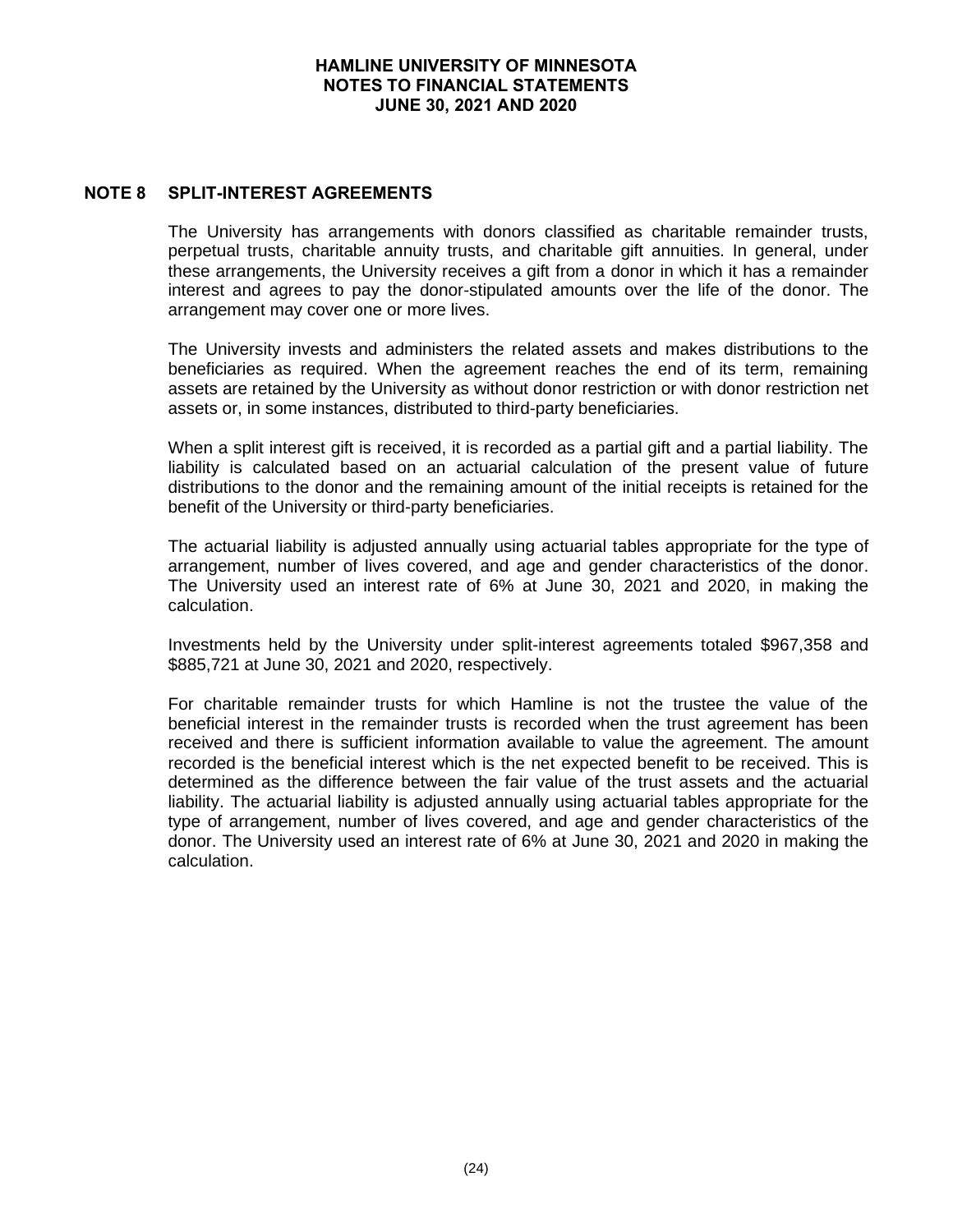## NOTE 8 SPLIT-INTEREST AGREEMENTS

The University has arrangements with donors classified as charitable remainder trusts, perpetual trusts, charitable annuity trusts, and charitable gift annuities. In general, under these arrangements, the University receives a gift from a donor in which it has a remainder interest and agrees to pay the donor-stipulated amounts over the life of the donor. The arrangement may cover one or more lives.

The University invests and administers the related assets and makes distributions to the beneficiaries as required. When the agreement reaches the end of its term, remaining assets are retained by the University as without donor restriction or with donor restriction net assets or, in some instances, distributed to third-party beneficiaries.

When a split interest gift is received, it is recorded as a partial gift and a partial liability. The liability is calculated based on an actuarial calculation of the present value of future distributions to the donor and the remaining amount of the initial receipts is retained for the benefit of the University or third-party beneficiaries.

The actuarial liability is adjusted annually using actuarial tables appropriate for the type of arrangement, number of lives covered, and age and gender characteristics of the donor. The University used an interest rate of 6% at June 30, 2021 and 2020, in making the calculation.

Investments held by the University under split-interest agreements totaled $967,358 and $885,721 at June 30, 2021 and 2020, respectively.

For charitable remainder trusts for which Hamline is not the trustee the value of the beneficial interest in the remainder trusts is recorded when the trust agreement has been received and there is sufficient information available to value the agreement. The amount recorded is the beneficial interest which is the net expected benefit to be received. This is determined as the difference between the fair value of the trust assets and the actuarial liability. The actuarial liability is adjusted annually using actuarial tables appropriate for the type of arrangement, number of lives covered, and age and gender characteristics of the donor. The University used an interest rate of 6% at June 30, 2021 and 2020 in making the calculation.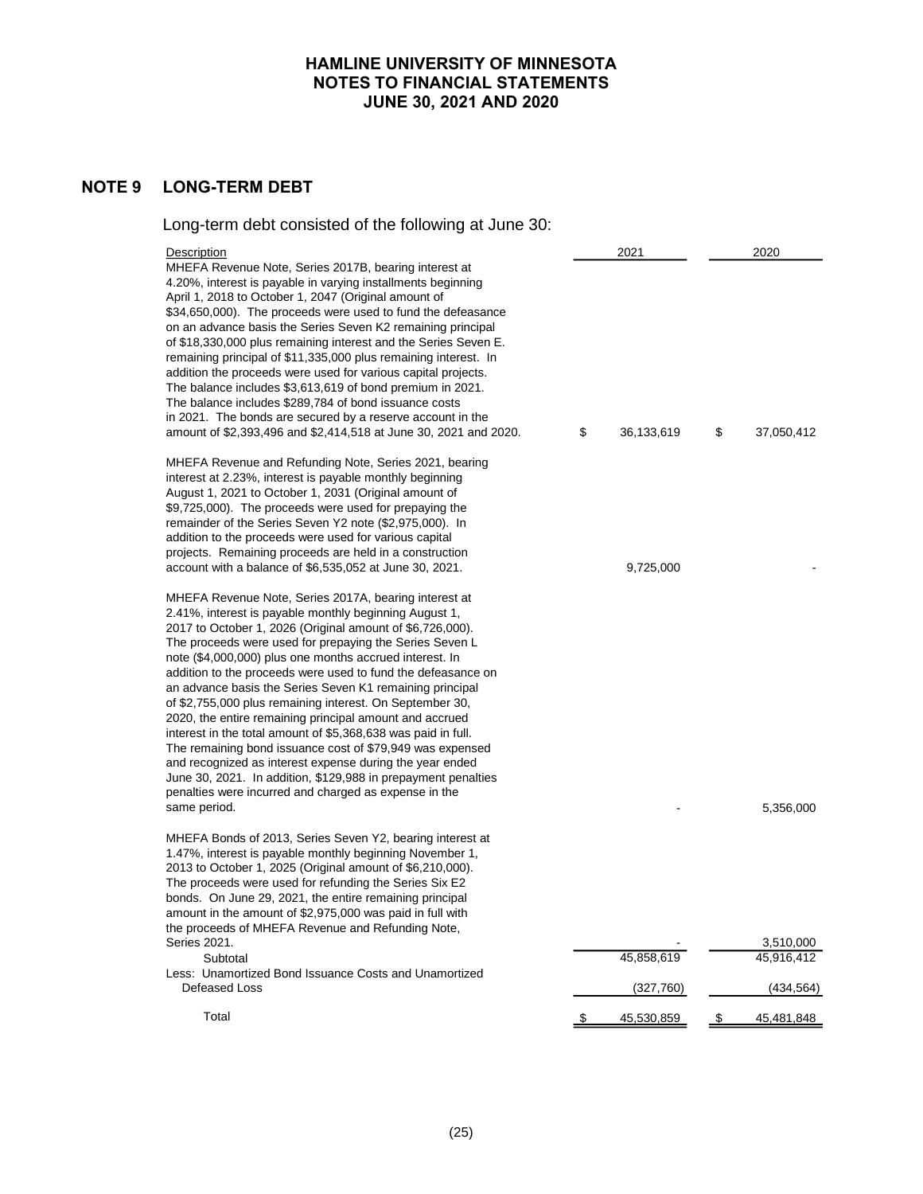## NOTE 9 LONG-TERM DEBT

Long-term debt consisted of the following at June 30:

| Description | 2021 | 2020 |
|---|---|---|
| MHEFA Revenue Note, Series 2017B, bearing interest at 4.20%, interest is payable in varying installments beginning April 1, 2018 to October 1, 2047 (Original amount of $34,650,000). The proceeds were used to fund the defeasance on an advance basis the Series Seven K2 remaining principal of $18,330,000 plus remaining interest and the Series Seven E. remaining principal of $11,335,000 plus remaining interest. In addition the proceeds were used for various capital projects. The balance includes $3,613,619 of bond premium in 2021. The balance includes $289,784 of bond issuance costs in 2021. The bonds are secured by a reserve account in the amount of $2,393,496 and $2,414,518 at June 30, 2021 and 2020. | $ 36,133,619 | $ 37,050,412 |
| MHEFA Revenue and Refunding Note, Series 2021, bearing interest at 2.23%, interest is payable monthly beginning August 1, 2021 to October 1, 2031 (Original amount of $9,725,000). The proceeds were used for prepaying the remainder of the Series Seven Y2 note ($2,975,000). In addition to the proceeds were used for various capital projects. Remaining proceeds are held in a construction account with a balance of $6,535,052 at June 30, 2021. | 9,725,000 | - |
| MHEFA Revenue Note, Series 2017A, bearing interest at 2.41%, interest is payable monthly beginning August 1, 2017 to October 1, 2026 (Original amount of $6,726,000). The proceeds were used for prepaying the Series Seven L note ($4,000,000) plus one months accrued interest. In addition to the proceeds were used to fund the defeasance on an advance basis the Series Seven K1 remaining principal of $2,755,000 plus remaining interest. On September 30, 2020, the entire remaining principal amount and accrued interest in the total amount of $5,368,638 was paid in full. The remaining bond issuance cost of $79,949 was expensed and recognized as interest expense during the year ended June 30, 2021. In addition, $129,988 in prepayment penalties penalties were incurred and charged as expense in the same period. | - | 5,356,000 |
| MHEFA Bonds of 2013, Series Seven Y2, bearing interest at 1.47%, interest is payable monthly beginning November 1, 2013 to October 1, 2025 (Original amount of $6,210,000). The proceeds were used for refunding the Series Six E2 bonds. On June 29, 2021, the entire remaining principal amount in the amount of $2,975,000 was paid in full with the proceeds of MHEFA Revenue and Refunding Note, Series 2021. | - | 3,510,000 |
| Subtotal | 45,858,619 | 45,916,412 |
| Less: Unamortized Bond Issuance Costs and Unamortized Defeased Loss | (327,760) | (434,564) |
| Total | $ 45,530,859 | $ 45,481,848 |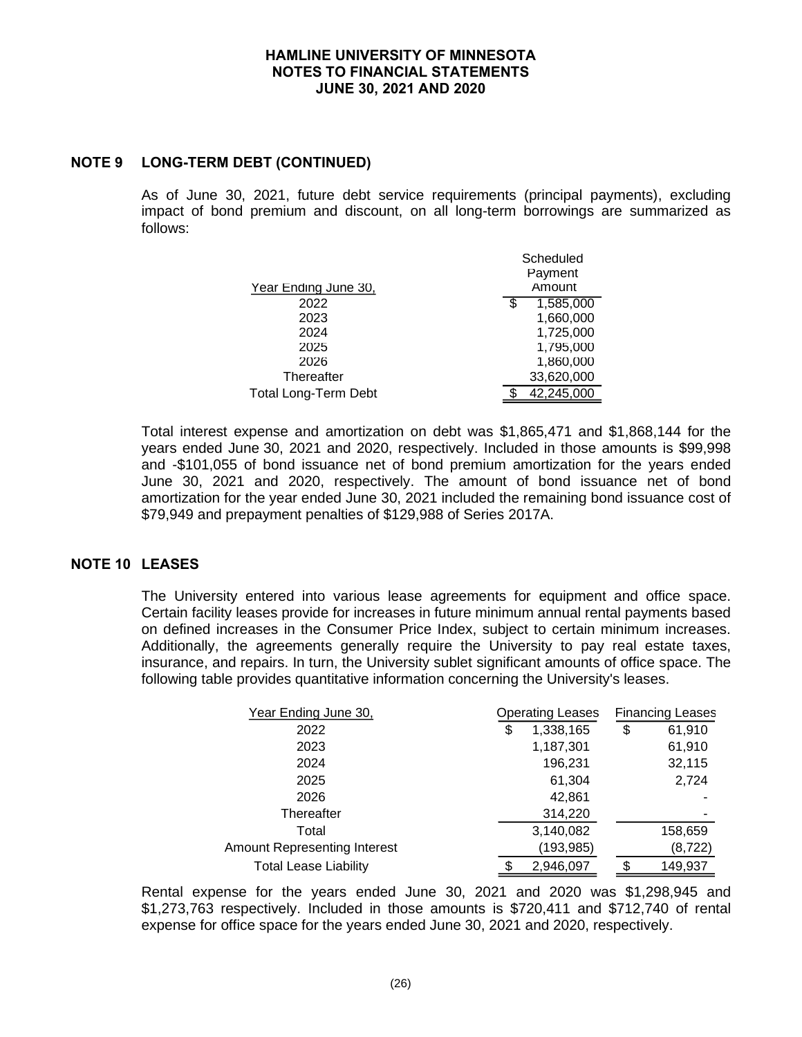## NOTE 9 LONG-TERM DEBT (CONTINUED)

As of June 30, 2021, future debt service requirements (principal payments), excluding impact of bond premium and discount, on all long-term borrowings are summarized as follows:

| Year Ending June 30, | Scheduled Payment Amount |
|---|---|
| 2022 | $ 1,585,000 |
| 2023 | 1,660,000 |
| 2024 | 1,725,000 |
| 2025 | 1,795,000 |
| 2026 | 1,860,000 |
| Thereafter | 33,620,000 |
| Total Long-Term Debt | $ 42,245,000 |

Total interest expense and amortization on debt was $1,865,471 and $1,868,144 for the years ended June 30, 2021 and 2020, respectively. Included in those amounts is $99,998 and -$101,055 of bond issuance net of bond premium amortization for the years ended June 30, 2021 and 2020, respectively. The amount of bond issuance net of bond amortization for the year ended June 30, 2021 included the remaining bond issuance cost of $79,949 and prepayment penalties of $129,988 of Series 2017A.

## NOTE 10 LEASES

The University entered into various lease agreements for equipment and office space. Certain facility leases provide for increases in future minimum annual rental payments based on defined increases in the Consumer Price Index, subject to certain minimum increases. Additionally, the agreements generally require the University to pay real estate taxes, insurance, and repairs. In turn, the University sublet significant amounts of office space. The following table provides quantitative information concerning the University's leases.

| Year Ending June 30, | Operating Leases | Financing Leases |
|---|---|---|
| 2022 | $ 1,338,165 | $ 61,910 |
| 2023 | 1,187,301 | 61,910 |
| 2024 | 196,231 | 32,115 |
| 2025 | 61,304 | 2,724 |
| 2026 | 42,861 | - |
| Thereafter | 314,220 | - |
| Total | 3,140,082 | 158,659 |
| Amount Representing Interest | (193,985) | (8,722) |
| Total Lease Liability | $ 2,946,097 | $ 149,937 |

Rental expense for the years ended June 30, 2021 and 2020 was $1,298,945 and $1,273,763 respectively. Included in those amounts is $720,411 and $712,740 of rental expense for office space for the years ended June 30, 2021 and 2020, respectively.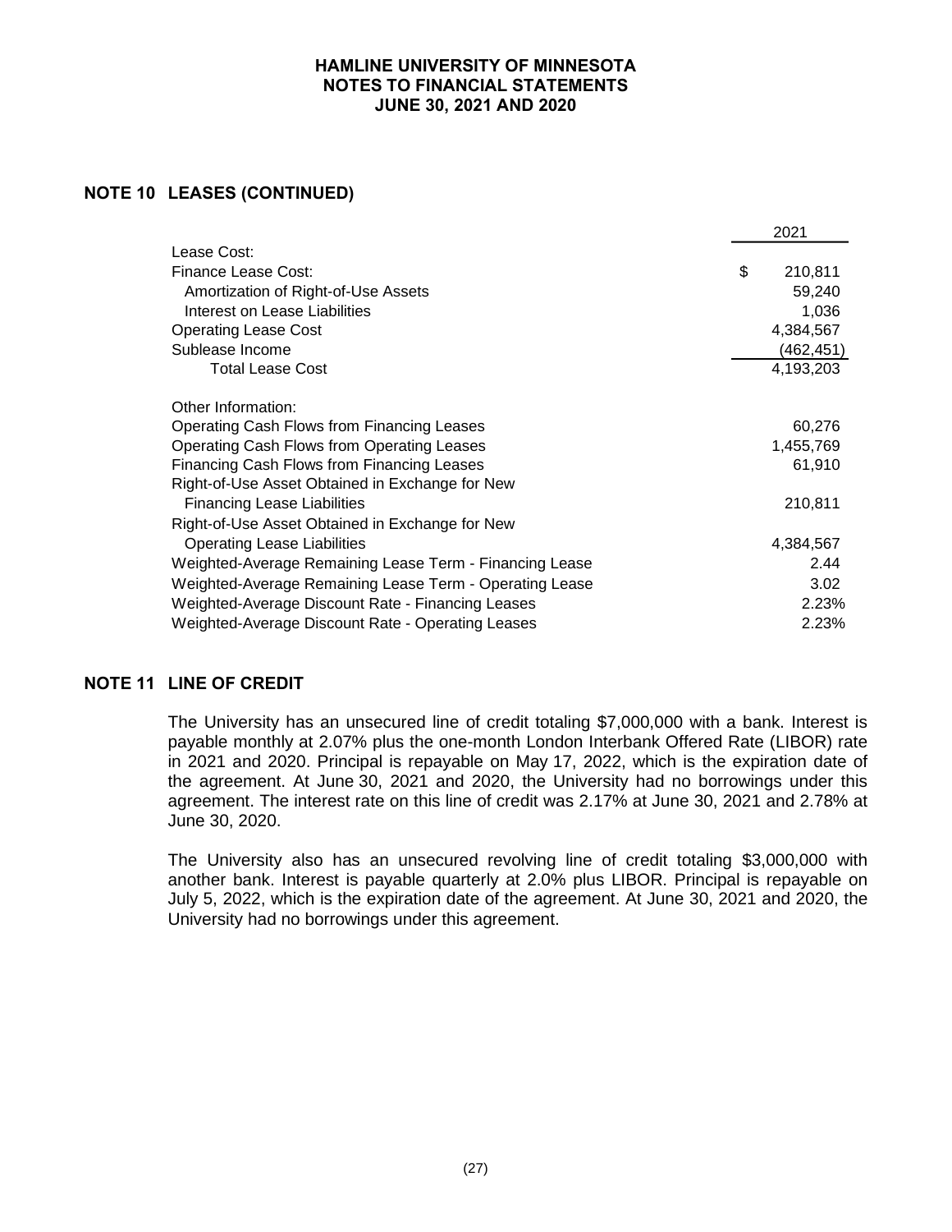## NOTE 10 LEASES (CONTINUED)

| | 2021 |
|---|---|
| Lease Cost: | |
| Finance Lease Cost: | $ 210,811 |
| Amortization of Right-of-Use Assets | 59,240 |
| Interest on Lease Liabilities | 1,036 |
| Operating Lease Cost | 4,384,567 |
| Sublease Income | (462,451) |
| Total Lease Cost | 4,193,203 |
| | |
| Other Information: | |
| Operating Cash Flows from Financing Leases | 60,276 |
| Operating Cash Flows from Operating Leases | 1,455,769 |
| Financing Cash Flows from Financing Leases | 61,910 |
| Right-of-Use Asset Obtained in Exchange for New Financing Lease Liabilities | 210,811 |
| Right-of-Use Asset Obtained in Exchange for New Operating Lease Liabilities | 4,384,567 |
| Weighted-Average Remaining Lease Term - Financing Lease | 2.44 |
| Weighted-Average Remaining Lease Term - Operating Lease | 3.02 |
| Weighted-Average Discount Rate - Financing Leases | 2.23% |
| Weighted-Average Discount Rate - Operating Leases | 2.23% |

## NOTE 11 LINE OF CREDIT

The University has an unsecured line of credit totaling $7,000,000 with a bank. Interest is payable monthly at 2.07% plus the one-month London Interbank Offered Rate (LIBOR) rate in 2021 and 2020. Principal is repayable on May 17, 2022, which is the expiration date of the agreement. At June 30, 2021 and 2020, the University had no borrowings under this agreement. The interest rate on this line of credit was 2.17% at June 30, 2021 and 2.78% at June 30, 2020.

The University also has an unsecured revolving line of credit totaling $3,000,000 with another bank. Interest is payable quarterly at 2.0% plus LIBOR. Principal is repayable on July 5, 2022, which is the expiration date of the agreement. At June 30, 2021 and 2020, the University had no borrowings under this agreement.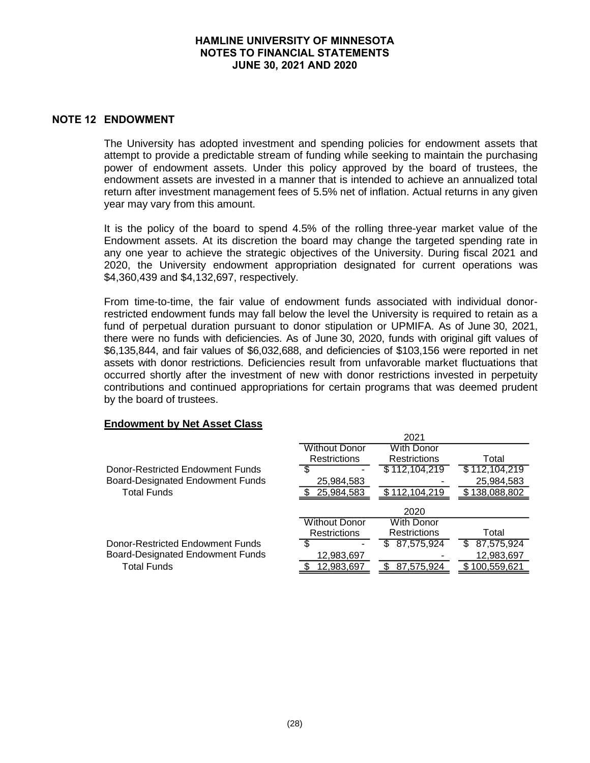## NOTE 12 ENDOWMENT

The University has adopted investment and spending policies for endowment assets that attempt to provide a predictable stream of funding while seeking to maintain the purchasing power of endowment assets. Under this policy approved by the board of trustees, the endowment assets are invested in a manner that is intended to achieve an annualized total return after investment management fees of 5.5% net of inflation. Actual returns in any given year may vary from this amount.

It is the policy of the board to spend 4.5% of the rolling three-year market value of the Endowment assets. At its discretion the board may change the targeted spending rate in any one year to achieve the strategic objectives of the University. During fiscal 2021 and 2020, the University endowment appropriation designated for current operations was $4,360,439 and $4,132,697, respectively.

From time-to-time, the fair value of endowment funds associated with individual donor-restricted endowment funds may fall below the level the University is required to retain as a fund of perpetual duration pursuant to donor stipulation or UPMIFA. As of June 30, 2021, there were no funds with deficiencies. As of June 30, 2020, funds with original gift values of $6,135,844, and fair values of $6,032,688, and deficiencies of $103,156 were reported in net assets with donor restrictions. Deficiencies result from unfavorable market fluctuations that occurred shortly after the investment of new with donor restrictions invested in perpetuity contributions and continued appropriations for certain programs that was deemed prudent by the board of trustees.

**Endowment by Net Asset Class**

| | 2021 | | |
|---|---|---|---|
| | Without Donor Restrictions | With Donor Restrictions | Total |
| Donor-Restricted Endowment Funds | $ - | $ 112,104,219 | $ 112,104,219 |
| Board-Designated Endowment Funds | 25,984,583 | - | 25,984,583 |
| Total Funds | $ 25,984,583 | $ 112,104,219 | $ 138,088,802 |

| | 2020 | | |
|---|---|---|---|
| | Without Donor Restrictions | With Donor Restrictions | Total |
| Donor-Restricted Endowment Funds | $ - | $ 87,575,924 | $ 87,575,924 |
| Board-Designated Endowment Funds | 12,983,697 | - | 12,983,697 |
| Total Funds | $ 12,983,697 | $ 87,575,924 | $ 100,559,621 |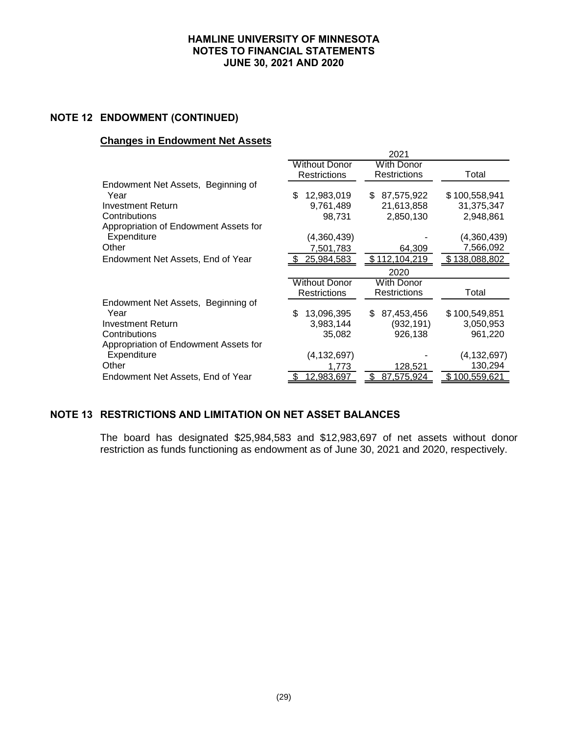### NOTE 12 ENDOWMENT (CONTINUED)

**Changes in Endowment Net Assets**

| | 2021 | | |
|---|---|---|---|
| | Without Donor Restrictions | With Donor Restrictions | Total |
| Endowment Net Assets, Beginning of Year | $ 12,983,019 | $ 87,575,922 | $ 100,558,941 |
| Investment Return | 9,761,489 | 21,613,858 | 31,375,347 |
| Contributions | 98,731 | 2,850,130 | 2,948,861 |
| Appropriation of Endowment Assets for Expenditure | (4,360,439) | - | (4,360,439) |
| Other | 7,501,783 | 64,309 | 7,566,092 |
| Endowment Net Assets, End of Year | $ 25,984,583 | $ 112,104,219 | $ 138,088,802 |

| | 2020 | | |
|---|---|---|---|
| | Without Donor Restrictions | With Donor Restrictions | Total |
| Endowment Net Assets, Beginning of Year | $ 13,096,395 | $ 87,453,456 | $ 100,549,851 |
| Investment Return | 3,983,144 | (932,191) | 3,050,953 |
| Contributions | 35,082 | 926,138 | 961,220 |
| Appropriation of Endowment Assets for Expenditure | (4,132,697) | - | (4,132,697) |
| Other | 1,773 | 128,521 | 130,294 |
| Endowment Net Assets, End of Year | $ 12,983,697 | $ 87,575,924 | $ 100,559,621 |

### NOTE 13 RESTRICTIONS AND LIMITATION ON NET ASSET BALANCES

The board has designated $25,984,583 and $12,983,697 of net assets without donor restriction as funds functioning as endowment as of June 30, 2021 and 2020, respectively.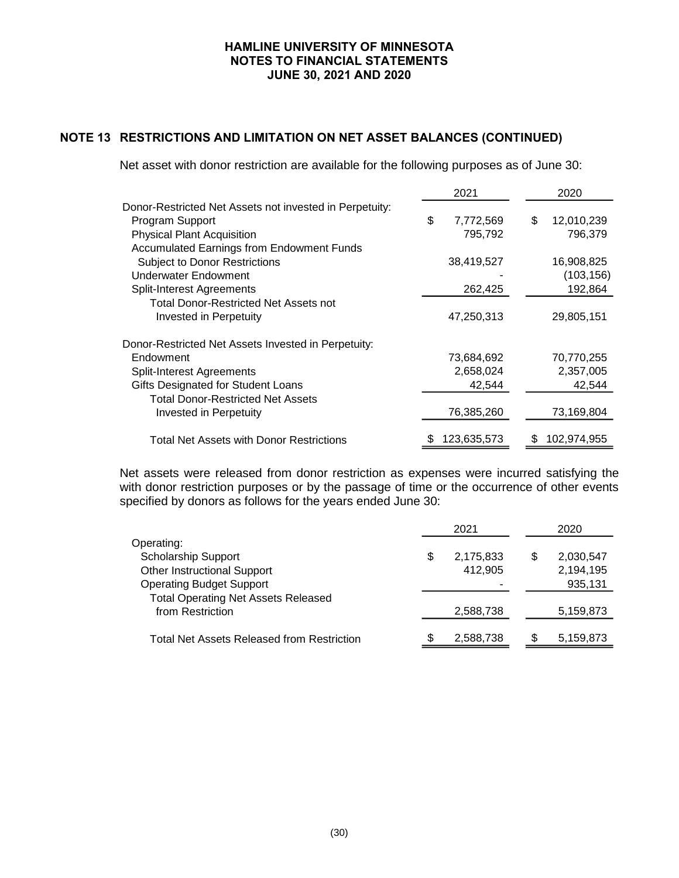## NOTE 13 RESTRICTIONS AND LIMITATION ON NET ASSET BALANCES (CONTINUED)

Net asset with donor restriction are available for the following purposes as of June 30:

| | 2021 | 2020 |
|---|---|---|
| Donor-Restricted Net Assets not invested in Perpetuity: | | |
| Program Support | $ 7,772,569 | $ 12,010,239 |
| Physical Plant Acquisition | 795,792 | 796,379 |
| Accumulated Earnings from Endowment Funds Subject to Donor Restrictions | 38,419,527 | 16,908,825 |
| Underwater Endowment | - | (103,156) |
| Split-Interest Agreements | 262,425 | 192,864 |
| Total Donor-Restricted Net Assets not Invested in Perpetuity | 47,250,313 | 29,805,151 |
| Donor-Restricted Net Assets Invested in Perpetuity: | | |
| Endowment | 73,684,692 | 70,770,255 |
| Split-Interest Agreements | 2,658,024 | 2,357,005 |
| Gifts Designated for Student Loans | 42,544 | 42,544 |
| Total Donor-Restricted Net Assets Invested in Perpetuity | 76,385,260 | 73,169,804 |
| Total Net Assets with Donor Restrictions | $ 123,635,573 | $ 102,974,955 |

Net assets were released from donor restriction as expenses were incurred satisfying the with donor restriction purposes or by the passage of time or the occurrence of other events specified by donors as follows for the years ended June 30:

| | 2021 | 2020 |
|---|---|---|
| Operating: | | |
| Scholarship Support | $ 2,175,833 | $ 2,030,547 |
| Other Instructional Support | 412,905 | 2,194,195 |
| Operating Budget Support | - | 935,131 |
| Total Operating Net Assets Released from Restriction | 2,588,738 | 5,159,873 |
| Total Net Assets Released from Restriction | $ 2,588,738 | $ 5,159,873 |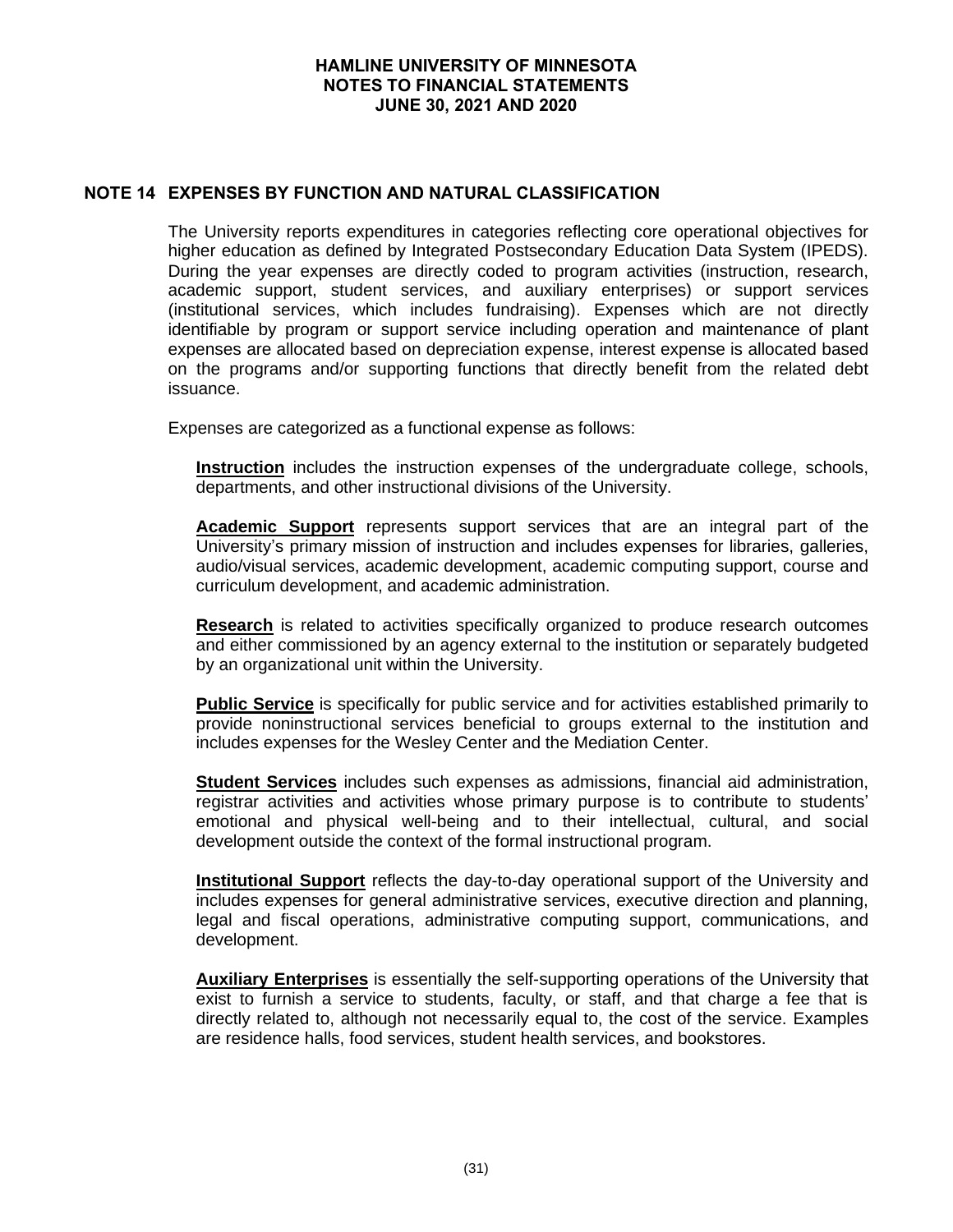## NOTE 14 EXPENSES BY FUNCTION AND NATURAL CLASSIFICATION

The University reports expenditures in categories reflecting core operational objectives for higher education as defined by Integrated Postsecondary Education Data System (IPEDS). During the year expenses are directly coded to program activities (instruction, research, academic support, student services, and auxiliary enterprises) or support services (institutional services, which includes fundraising). Expenses which are not directly identifiable by program or support service including operation and maintenance of plant expenses are allocated based on depreciation expense, interest expense is allocated based on the programs and/or supporting functions that directly benefit from the related debt issuance.

Expenses are categorized as a functional expense as follows:

**Instruction** includes the instruction expenses of the undergraduate college, schools, departments, and other instructional divisions of the University.

**Academic Support** represents support services that are an integral part of the University's primary mission of instruction and includes expenses for libraries, galleries, audio/visual services, academic development, academic computing support, course and curriculum development, and academic administration.

**Research** is related to activities specifically organized to produce research outcomes and either commissioned by an agency external to the institution or separately budgeted by an organizational unit within the University.

**Public Service** is specifically for public service and for activities established primarily to provide noninstructional services beneficial to groups external to the institution and includes expenses for the Wesley Center and the Mediation Center.

**Student Services** includes such expenses as admissions, financial aid administration, registrar activities and activities whose primary purpose is to contribute to students' emotional and physical well-being and to their intellectual, cultural, and social development outside the context of the formal instructional program.

**Institutional Support** reflects the day-to-day operational support of the University and includes expenses for general administrative services, executive direction and planning, legal and fiscal operations, administrative computing support, communications, and development.

**Auxiliary Enterprises** is essentially the self-supporting operations of the University that exist to furnish a service to students, faculty, or staff, and that charge a fee that is directly related to, although not necessarily equal to, the cost of the service. Examples are residence halls, food services, student health services, and bookstores.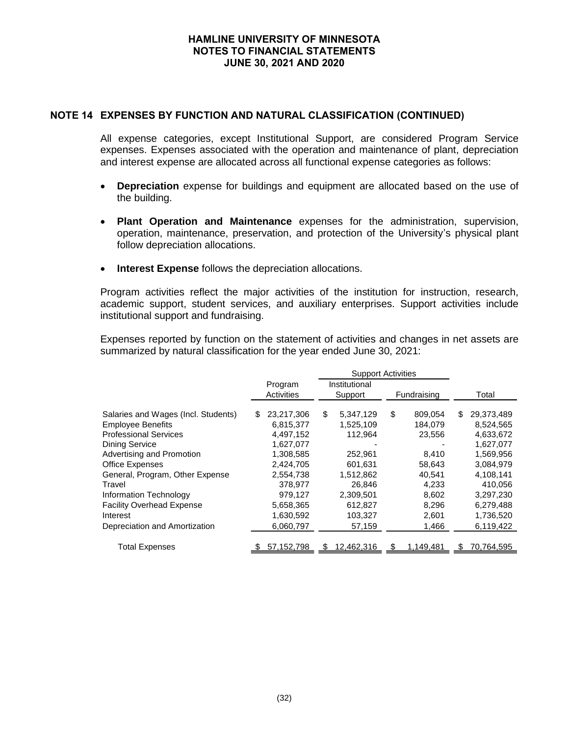# HAMLINE UNIVERSITY OF MINNESOTA
## NOTES TO FINANCIAL STATEMENTS
## JUNE 30, 2021 AND 2020

## NOTE 14 EXPENSES BY FUNCTION AND NATURAL CLASSIFICATION (CONTINUED)

All expense categories, except Institutional Support, are considered Program Service expenses. Expenses associated with the operation and maintenance of plant, depreciation and interest expense are allocated across all functional expense categories as follows:

- **Depreciation** expense for buildings and equipment are allocated based on the use of the building.
- **Plant Operation and Maintenance** expenses for the administration, supervision, operation, maintenance, preservation, and protection of the University's physical plant follow depreciation allocations.
- **Interest Expense** follows the depreciation allocations.

Program activities reflect the major activities of the institution for instruction, research, academic support, student services, and auxiliary enterprises. Support activities include institutional support and fundraising.

Expenses reported by function on the statement of activities and changes in net assets are summarized by natural classification for the year ended June 30, 2021:

| | | Support Activities | | |
|---|---|---|---|---|
| | Program Activities | Institutional Support | Fundraising | Total |
| Salaries and Wages (Incl. Students) | $ 23,217,306 | $ 5,347,129 | $ 809,054 | $ 29,373,489 |
| Employee Benefits | 6,815,377 | 1,525,109 | 184,079 | 8,524,565 |
| Professional Services | 4,497,152 | 112,964 | 23,556 | 4,633,672 |
| Dining Service | 1,627,077 | - | - | 1,627,077 |
| Advertising and Promotion | 1,308,585 | 252,961 | 8,410 | 1,569,956 |
| Office Expenses | 2,424,705 | 601,631 | 58,643 | 3,084,979 |
| General, Program, Other Expense | 2,554,738 | 1,512,862 | 40,541 | 4,108,141 |
| Travel | 378,977 | 26,846 | 4,233 | 410,056 |
| Information Technology | 979,127 | 2,309,501 | 8,602 | 3,297,230 |
| Facility Overhead Expense | 5,658,365 | 612,827 | 8,296 | 6,279,488 |
| Interest | 1,630,592 | 103,327 | 2,601 | 1,736,520 |
| Depreciation and Amortization | 6,060,797 | 57,159 | 1,466 | 6,119,422 |
| Total Expenses | $ 57,152,798 | $ 12,462,316 | $ 1,149,481 | $ 70,764,595 |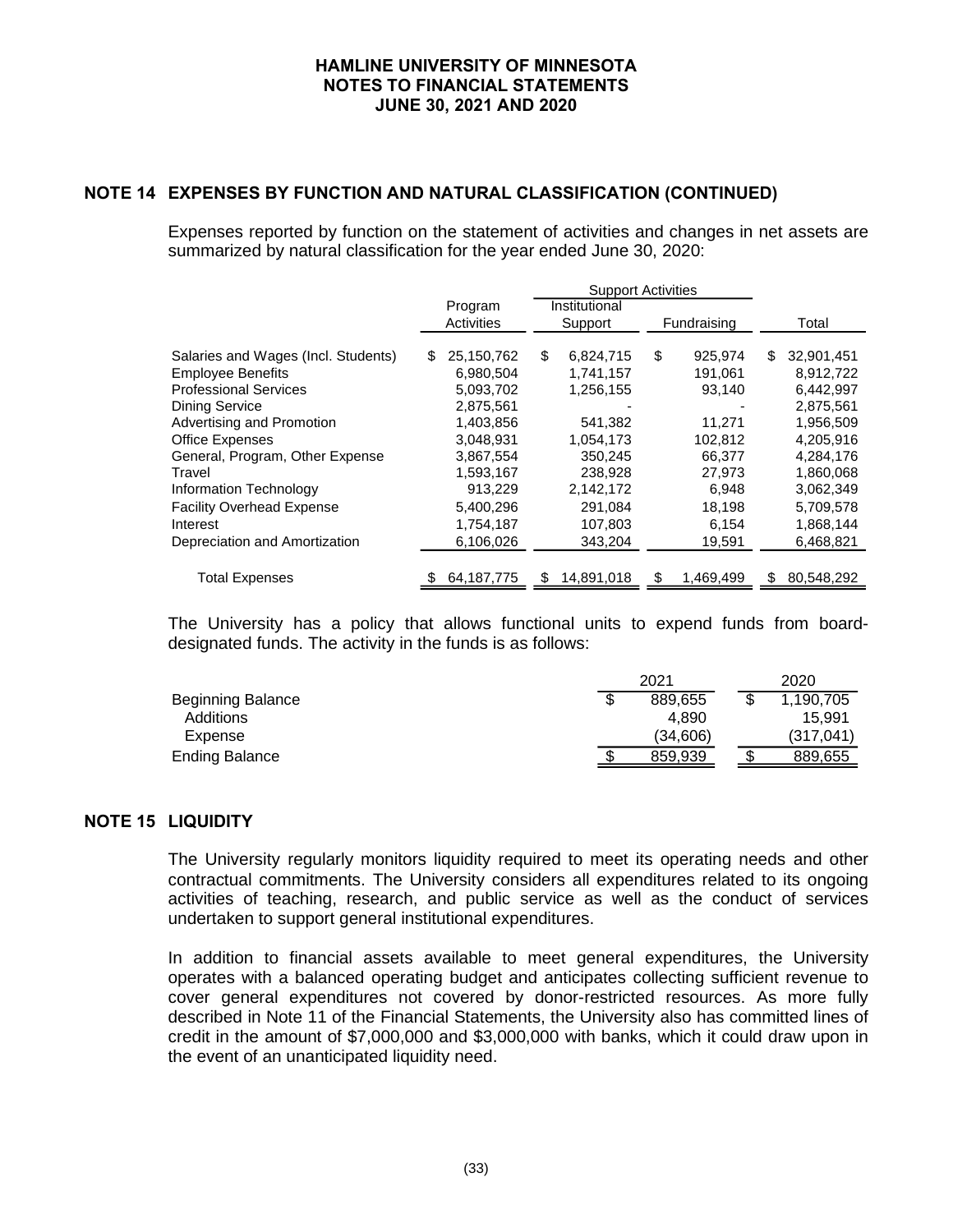## NOTE 14 EXPENSES BY FUNCTION AND NATURAL CLASSIFICATION (CONTINUED)

Expenses reported by function on the statement of activities and changes in net assets are summarized by natural classification for the year ended June 30, 2020:

| | Program Activities | Support Activities | | Total |
|---|---|---|---|---|
| | | Institutional Support | Fundraising | |
| Salaries and Wages (Incl. Students) | $ 25,150,762 | $ 6,824,715 | $ 925,974 | $ 32,901,451 |
| Employee Benefits | 6,980,504 | 1,741,157 | 191,061 | 8,912,722 |
| Professional Services | 5,093,702 | 1,256,155 | 93,140 | 6,442,997 |
| Dining Service | 2,875,561 | - | - | 2,875,561 |
| Advertising and Promotion | 1,403,856 | 541,382 | 11,271 | 1,956,509 |
| Office Expenses | 3,048,931 | 1,054,173 | 102,812 | 4,205,916 |
| General, Program, Other Expense | 3,867,554 | 350,245 | 66,377 | 4,284,176 |
| Travel | 1,593,167 | 238,928 | 27,973 | 1,860,068 |
| Information Technology | 913,229 | 2,142,172 | 6,948 | 3,062,349 |
| Facility Overhead Expense | 5,400,296 | 291,084 | 18,198 | 5,709,578 |
| Interest | 1,754,187 | 107,803 | 6,154 | 1,868,144 |
| Depreciation and Amortization | 6,106,026 | 343,204 | 19,591 | 6,468,821 |
| Total Expenses | $ 64,187,775 | $ 14,891,018 | $ 1,469,499 | $ 80,548,292 |

The University has a policy that allows functional units to expend funds from board-designated funds. The activity in the funds is as follows:

| | 2021 | 2020 |
|---|---|---|
| Beginning Balance | $ 889,655 | $ 1,190,705 |
| Additions | 4,890 | 15,991 |
| Expense | (34,606) | (317,041) |
| Ending Balance | $ 859,939 | $ 889,655 |

## NOTE 15 LIQUIDITY

The University regularly monitors liquidity required to meet its operating needs and other contractual commitments. The University considers all expenditures related to its ongoing activities of teaching, research, and public service as well as the conduct of services undertaken to support general institutional expenditures.

In addition to financial assets available to meet general expenditures, the University operates with a balanced operating budget and anticipates collecting sufficient revenue to cover general expenditures not covered by donor-restricted resources. As more fully described in Note 11 of the Financial Statements, the University also has committed lines of credit in the amount of $7,000,000 and $3,000,000 with banks, which it could draw upon in the event of an unanticipated liquidity need.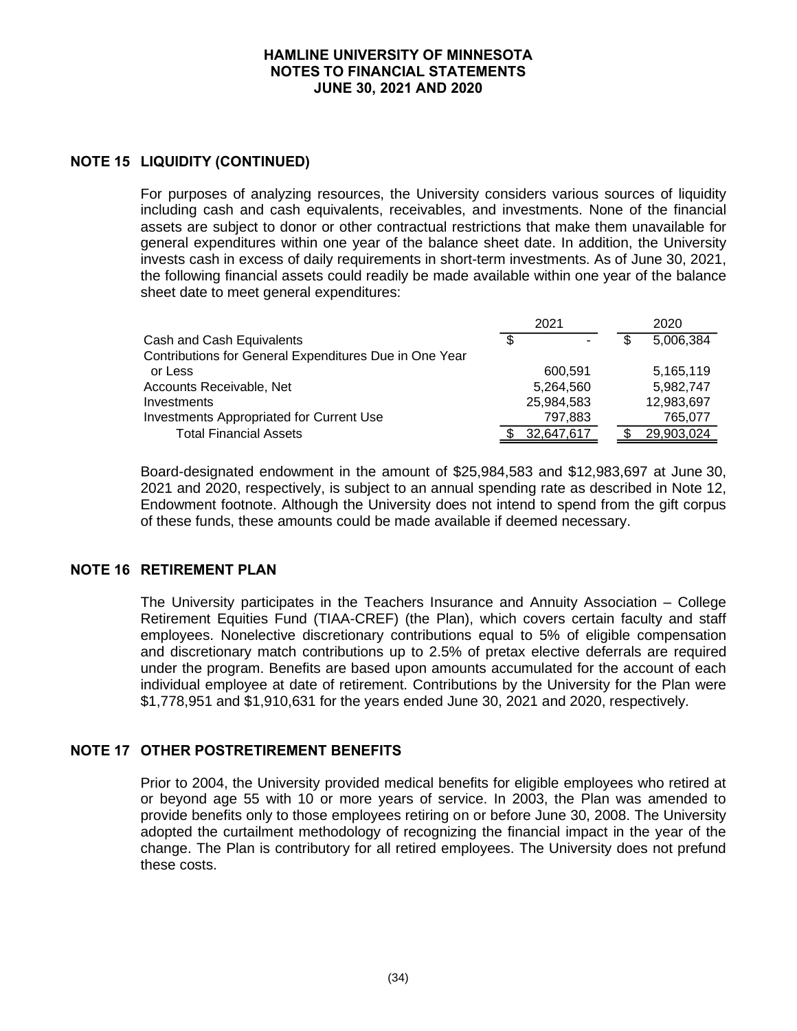# HAMLINE UNIVERSITY OF MINNESOTA
## NOTES TO FINANCIAL STATEMENTS
## JUNE 30, 2021 AND 2020

## NOTE 15 LIQUIDITY (CONTINUED)

For purposes of analyzing resources, the University considers various sources of liquidity including cash and cash equivalents, receivables, and investments. None of the financial assets are subject to donor or other contractual restrictions that make them unavailable for general expenditures within one year of the balance sheet date. In addition, the University invests cash in excess of daily requirements in short-term investments. As of June 30, 2021, the following financial assets could readily be made available within one year of the balance sheet date to meet general expenditures:

| | 2021 | 2020 |
|---|---|---|
| Cash and Cash Equivalents | $ - | $ 5,006,384 |
| Contributions for General Expenditures Due in One Year or Less | 600,591 | 5,165,119 |
| Accounts Receivable, Net | 5,264,560 | 5,982,747 |
| Investments | 25,984,583 | 12,983,697 |
| Investments Appropriated for Current Use | 797,883 | 765,077 |
| Total Financial Assets | $ 32,647,617 | $ 29,903,024 |

Board-designated endowment in the amount of $25,984,583 and $12,983,697 at June 30, 2021 and 2020, respectively, is subject to an annual spending rate as described in Note 12, Endowment footnote. Although the University does not intend to spend from the gift corpus of these funds, these amounts could be made available if deemed necessary.

## NOTE 16 RETIREMENT PLAN

The University participates in the Teachers Insurance and Annuity Association – College Retirement Equities Fund (TIAA-CREF) (the Plan), which covers certain faculty and staff employees. Nonelective discretionary contributions equal to 5% of eligible compensation and discretionary match contributions up to 2.5% of pretax elective deferrals are required under the program. Benefits are based upon amounts accumulated for the account of each individual employee at date of retirement. Contributions by the University for the Plan were $1,778,951 and $1,910,631 for the years ended June 30, 2021 and 2020, respectively.

## NOTE 17 OTHER POSTRETIREMENT BENEFITS

Prior to 2004, the University provided medical benefits for eligible employees who retired at or beyond age 55 with 10 or more years of service. In 2003, the Plan was amended to provide benefits only to those employees retiring on or before June 30, 2008. The University adopted the curtailment methodology of recognizing the financial impact in the year of the change. The Plan is contributory for all retired employees. The University does not prefund these costs.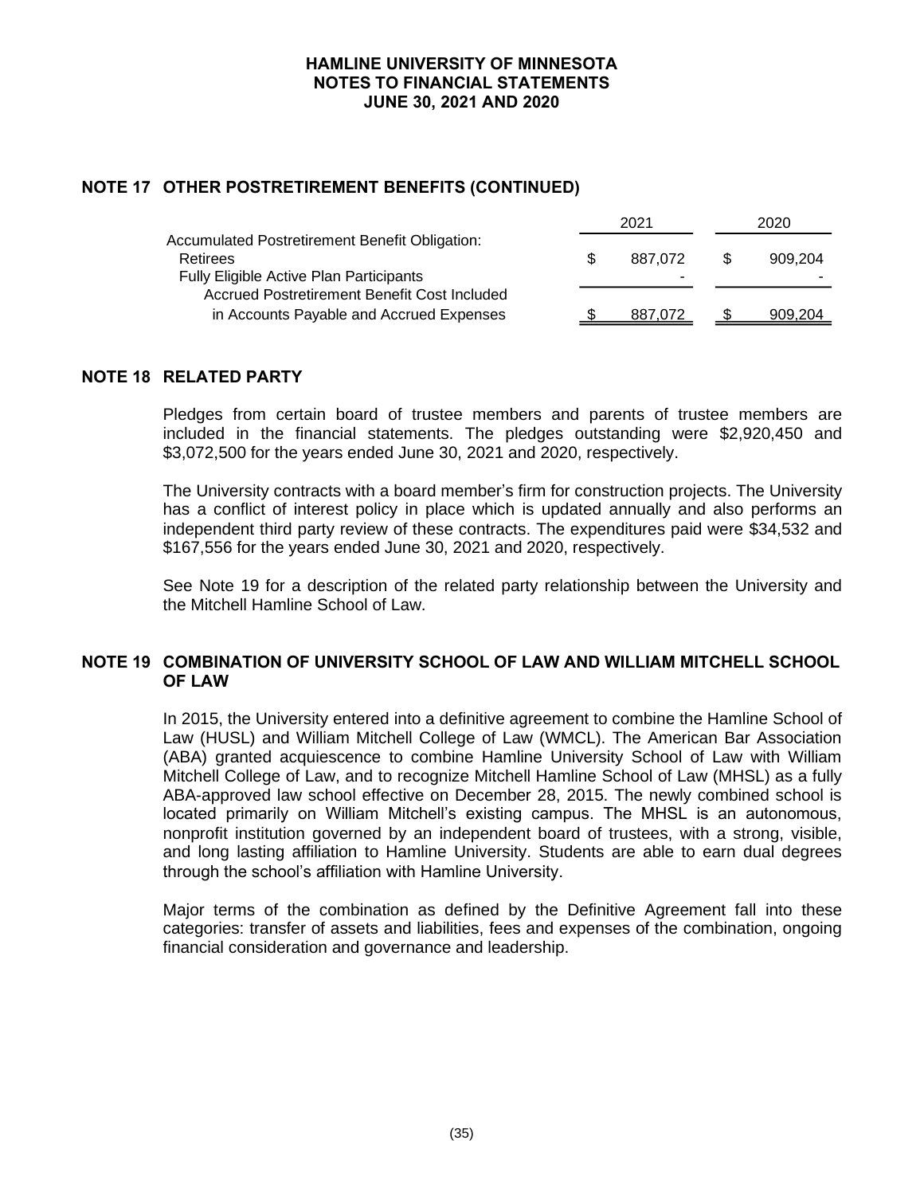## NOTE 17 OTHER POSTRETIREMENT BENEFITS (CONTINUED)

| | 2021 | 2020 |
|---|---|---|
| Accumulated Postretirement Benefit Obligation: | | |
| Retirees | $ 887,072 | $ 909,204 |
| Fully Eligible Active Plan Participants | - | - |
| Accrued Postretirement Benefit Cost Included in Accounts Payable and Accrued Expenses | $ 887,072 | $ 909,204 |

## NOTE 18 RELATED PARTY

Pledges from certain board of trustee members and parents of trustee members are included in the financial statements. The pledges outstanding were $2,920,450 and $3,072,500 for the years ended June 30, 2021 and 2020, respectively.

The University contracts with a board member's firm for construction projects. The University has a conflict of interest policy in place which is updated annually and also performs an independent third party review of these contracts. The expenditures paid were $34,532 and $167,556 for the years ended June 30, 2021 and 2020, respectively.

See Note 19 for a description of the related party relationship between the University and the Mitchell Hamline School of Law.

## NOTE 19 COMBINATION OF UNIVERSITY SCHOOL OF LAW AND WILLIAM MITCHELL SCHOOL OF LAW

In 2015, the University entered into a definitive agreement to combine the Hamline School of Law (HUSL) and William Mitchell College of Law (WMCL). The American Bar Association (ABA) granted acquiescence to combine Hamline University School of Law with William Mitchell College of Law, and to recognize Mitchell Hamline School of Law (MHSL) as a fully ABA-approved law school effective on December 28, 2015. The newly combined school is located primarily on William Mitchell's existing campus. The MHSL is an autonomous, nonprofit institution governed by an independent board of trustees, with a strong, visible, and long lasting affiliation to Hamline University. Students are able to earn dual degrees through the school's affiliation with Hamline University.

Major terms of the combination as defined by the Definitive Agreement fall into these categories: transfer of assets and liabilities, fees and expenses of the combination, ongoing financial consideration and governance and leadership.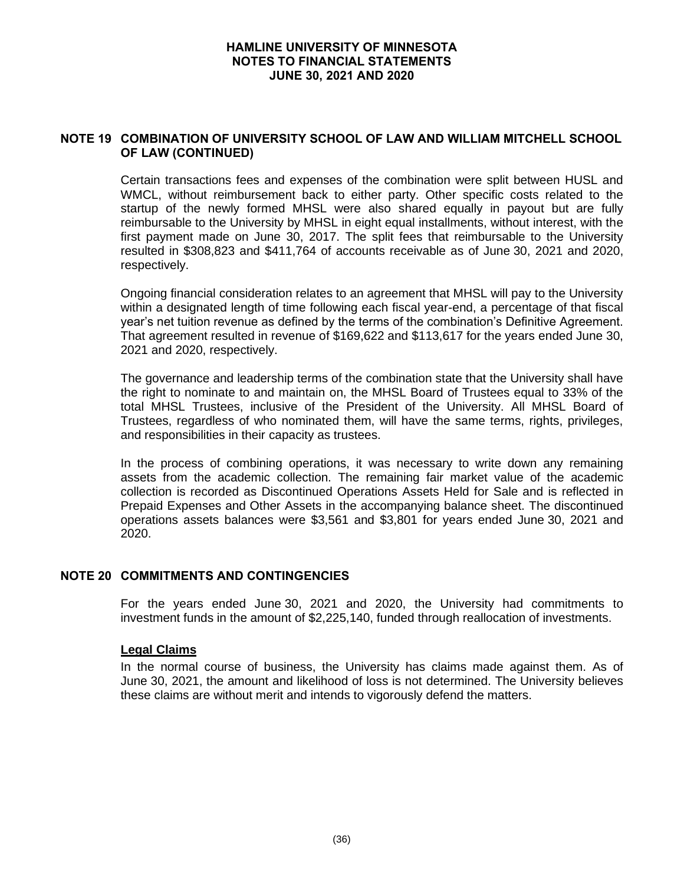## NOTE 19 COMBINATION OF UNIVERSITY SCHOOL OF LAW AND WILLIAM MITCHELL SCHOOL OF LAW (CONTINUED)

Certain transactions fees and expenses of the combination were split between HUSL and WMCL, without reimbursement back to either party. Other specific costs related to the startup of the newly formed MHSL were also shared equally in payout but are fully reimbursable to the University by MHSL in eight equal installments, without interest, with the first payment made on June 30, 2017. The split fees that reimbursable to the University resulted in \$308,823 and \$411,764 of accounts receivable as of June 30, 2021 and 2020, respectively.

Ongoing financial consideration relates to an agreement that MHSL will pay to the University within a designated length of time following each fiscal year-end, a percentage of that fiscal year's net tuition revenue as defined by the terms of the combination's Definitive Agreement. That agreement resulted in revenue of \$169,622 and \$113,617 for the years ended June 30, 2021 and 2020, respectively.

The governance and leadership terms of the combination state that the University shall have the right to nominate to and maintain on, the MHSL Board of Trustees equal to 33% of the total MHSL Trustees, inclusive of the President of the University. All MHSL Board of Trustees, regardless of who nominated them, will have the same terms, rights, privileges, and responsibilities in their capacity as trustees.

In the process of combining operations, it was necessary to write down any remaining assets from the academic collection. The remaining fair market value of the academic collection is recorded as Discontinued Operations Assets Held for Sale and is reflected in Prepaid Expenses and Other Assets in the accompanying balance sheet. The discontinued operations assets balances were \$3,561 and \$3,801 for years ended June 30, 2021 and 2020.

## NOTE 20 COMMITMENTS AND CONTINGENCIES

For the years ended June 30, 2021 and 2020, the University had commitments to investment funds in the amount of \$2,225,140, funded through reallocation of investments.

### Legal Claims

In the normal course of business, the University has claims made against them. As of June 30, 2021, the amount and likelihood of loss is not determined. The University believes these claims are without merit and intends to vigorously defend the matters.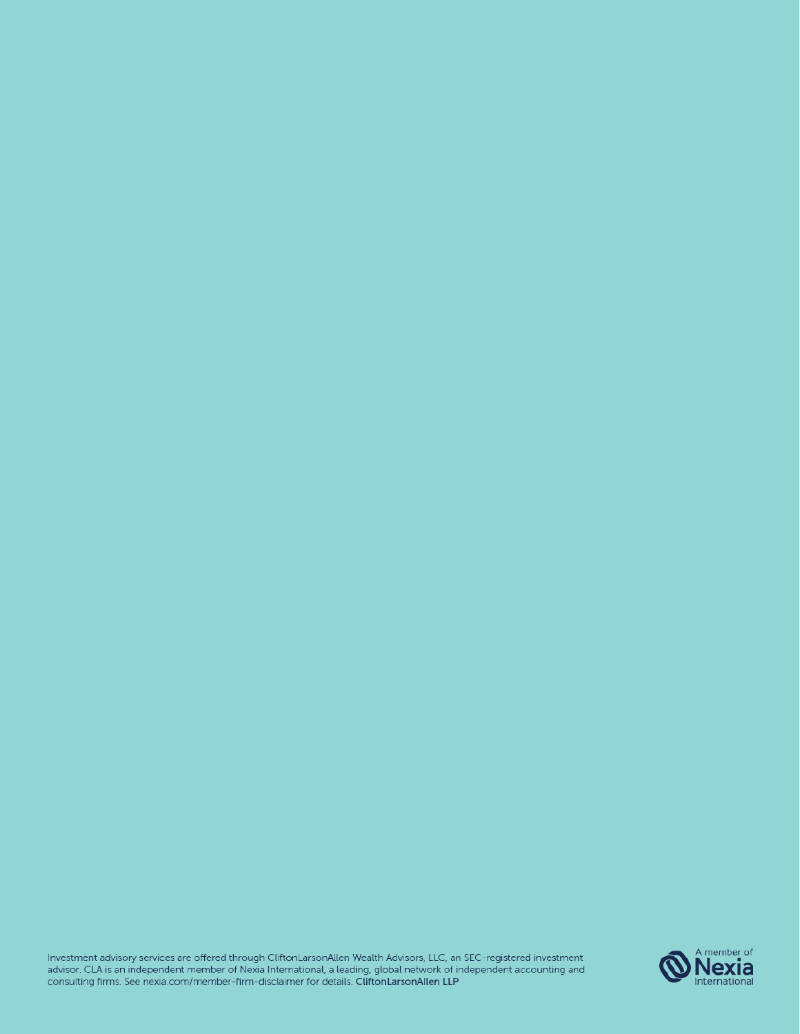Investment advisory services are offered through CliftonLarsonAllen Wealth Advisors, LLC, an SEC-registered investment advisor. CLA is an independent member of Nexia International, a leading, global network of independent accounting and consulting firms. See nexia.com/member-firm-disclaimer for details. **CliftonLarsonAllen LLP**

A member of Nexia International